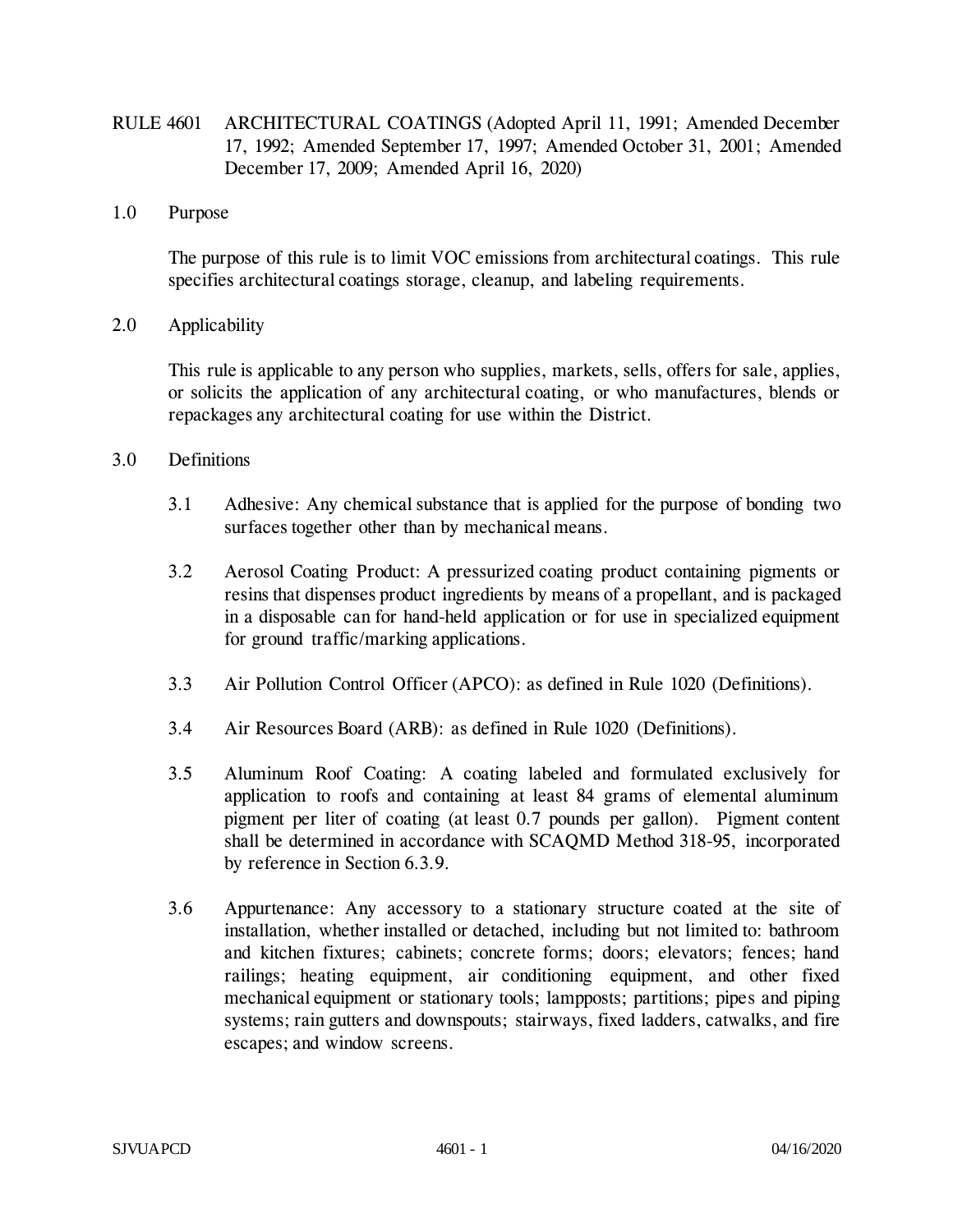# RULE 4601 ARCHITECTURAL COATINGS (Adopted April 11, 1991; Amended December 17, 1992; Amended September 17, 1997; Amended October 31, 2001; Amended December 17, 2009; Amended April 16, 2020)

## 1.0 Purpose

The purpose of this rule is to limit VOC emissions from architectural coatings. This rule specifies architectural coatings storage, cleanup, and labeling requirements.

## 2.0 Applicability

This rule is applicable to any person who supplies, markets, sells, offers for sale, applies, or solicits the application of any architectural coating, or who manufactures, blends or repackages any architectural coating for use within the District.

## 3.0 Definitions

3.1 Adhesive: Any chemical substance that is applied for the purpose of bonding two surfaces together other than by mechanical means.

3.2 Aerosol Coating Product: A pressurized coating product containing pigments or resins that dispenses product ingredients by means of a propellant, and is packaged in a disposable can for hand-held application or for use in specialized equipment for ground traffic/marking applications.

3.3 Air Pollution Control Officer (APCO): as defined in Rule 1020 (Definitions).

3.4 Air Resources Board (ARB): as defined in Rule 1020 (Definitions).

3.5 Aluminum Roof Coating: A coating labeled and formulated exclusively for application to roofs and containing at least 84 grams of elemental aluminum pigment per liter of coating (at least 0.7 pounds per gallon). Pigment content shall be determined in accordance with SCAQMD Method 318-95, incorporated by reference in Section 6.3.9.

3.6 Appurtenance: Any accessory to a stationary structure coated at the site of installation, whether installed or detached, including but not limited to: bathroom and kitchen fixtures; cabinets; concrete forms; doors; elevators; fences; hand railings; heating equipment, air conditioning equipment, and other fixed mechanical equipment or stationary tools; lampposts; partitions; pipes and piping systems; rain gutters and downspouts; stairways, fixed ladders, catwalks, and fire escapes; and window screens.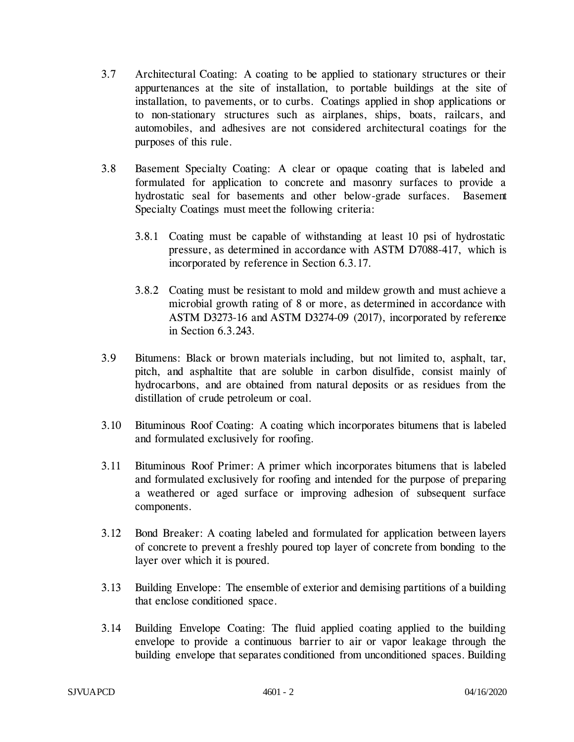3.7 Architectural Coating: A coating to be applied to stationary structures or their appurtenances at the site of installation, to portable buildings at the site of installation, to pavements, or to curbs. Coatings applied in shop applications or to non-stationary structures such as airplanes, ships, boats, railcars, and automobiles, and adhesives are not considered architectural coatings for the purposes of this rule.

3.8 Basement Specialty Coating: A clear or opaque coating that is labeled and formulated for application to concrete and masonry surfaces to provide a hydrostatic seal for basements and other below-grade surfaces. Basement Specialty Coatings must meet the following criteria:

3.8.1 Coating must be capable of withstanding at least 10 psi of hydrostatic pressure, as determined in accordance with ASTM D7088-417, which is incorporated by reference in Section 6.3.17.

3.8.2 Coating must be resistant to mold and mildew growth and must achieve a microbial growth rating of 8 or more, as determined in accordance with ASTM D3273-16 and ASTM D3274-09 (2017), incorporated by reference in Section 6.3.243.

3.9 Bitumens: Black or brown materials including, but not limited to, asphalt, tar, pitch, and asphaltite that are soluble in carbon disulfide, consist mainly of hydrocarbons, and are obtained from natural deposits or as residues from the distillation of crude petroleum or coal.

3.10 Bituminous Roof Coating: A coating which incorporates bitumens that is labeled and formulated exclusively for roofing.

3.11 Bituminous Roof Primer: A primer which incorporates bitumens that is labeled and formulated exclusively for roofing and intended for the purpose of preparing a weathered or aged surface or improving adhesion of subsequent surface components.

3.12 Bond Breaker: A coating labeled and formulated for application between layers of concrete to prevent a freshly poured top layer of concrete from bonding to the layer over which it is poured.

3.13 Building Envelope: The ensemble of exterior and demising partitions of a building that enclose conditioned space.

3.14 Building Envelope Coating: The fluid applied coating applied to the building envelope to provide a continuous barrier to air or vapor leakage through the building envelope that separates conditioned from unconditioned spaces. Building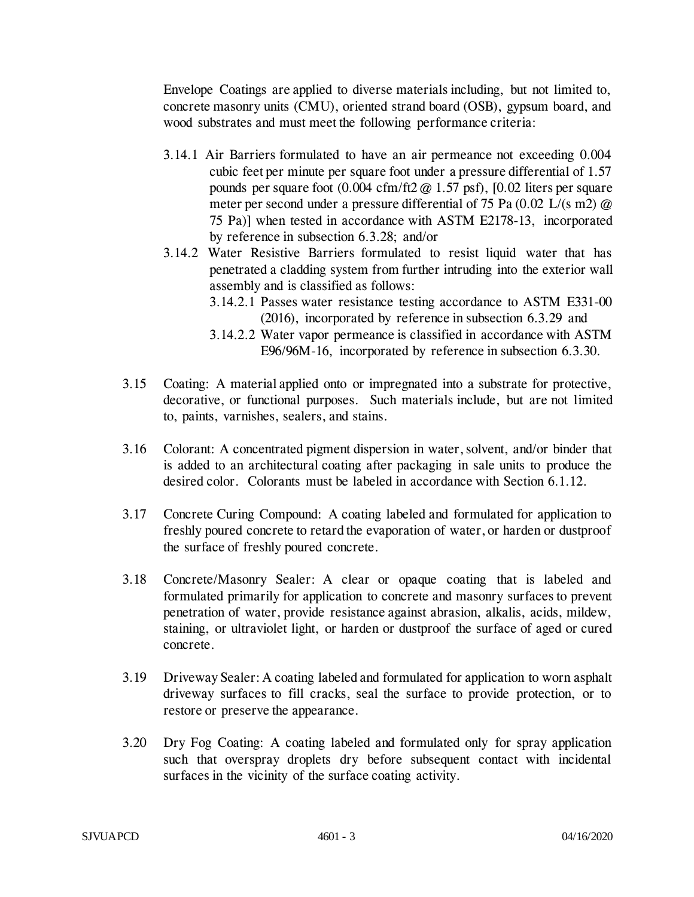Envelope Coatings are applied to diverse materials including, but not limited to, concrete masonry units (CMU), oriented strand board (OSB), gypsum board, and wood substrates and must meet the following performance criteria:

3.14.1 Air Barriers formulated to have an air permeance not exceeding 0.004 cubic feet per minute per square foot under a pressure differential of 1.57 pounds per square foot (0.004 cfm/ft2 @ 1.57 psf), [0.02 liters per square meter per second under a pressure differential of 75 Pa (0.02 L/(s m2) @ 75 Pa)] when tested in accordance with ASTM E2178-13, incorporated by reference in subsection 6.3.28; and/or

3.14.2 Water Resistive Barriers formulated to resist liquid water that has penetrated a cladding system from further intruding into the exterior wall assembly and is classified as follows:

3.14.2.1 Passes water resistance testing accordance to ASTM E331-00 (2016), incorporated by reference in subsection 6.3.29 and

3.14.2.2 Water vapor permeance is classified in accordance with ASTM E96/96M-16, incorporated by reference in subsection 6.3.30.

3.15 Coating: A material applied onto or impregnated into a substrate for protective, decorative, or functional purposes. Such materials include, but are not limited to, paints, varnishes, sealers, and stains.

3.16 Colorant: A concentrated pigment dispersion in water, solvent, and/or binder that is added to an architectural coating after packaging in sale units to produce the desired color. Colorants must be labeled in accordance with Section 6.1.12.

3.17 Concrete Curing Compound: A coating labeled and formulated for application to freshly poured concrete to retard the evaporation of water, or harden or dustproof the surface of freshly poured concrete.

3.18 Concrete/Masonry Sealer: A clear or opaque coating that is labeled and formulated primarily for application to concrete and masonry surfaces to prevent penetration of water, provide resistance against abrasion, alkalis, acids, mildew, staining, or ultraviolet light, or harden or dustproof the surface of aged or cured concrete.

3.19 Driveway Sealer: A coating labeled and formulated for application to worn asphalt driveway surfaces to fill cracks, seal the surface to provide protection, or to restore or preserve the appearance.

3.20 Dry Fog Coating: A coating labeled and formulated only for spray application such that overspray droplets dry before subsequent contact with incidental surfaces in the vicinity of the surface coating activity.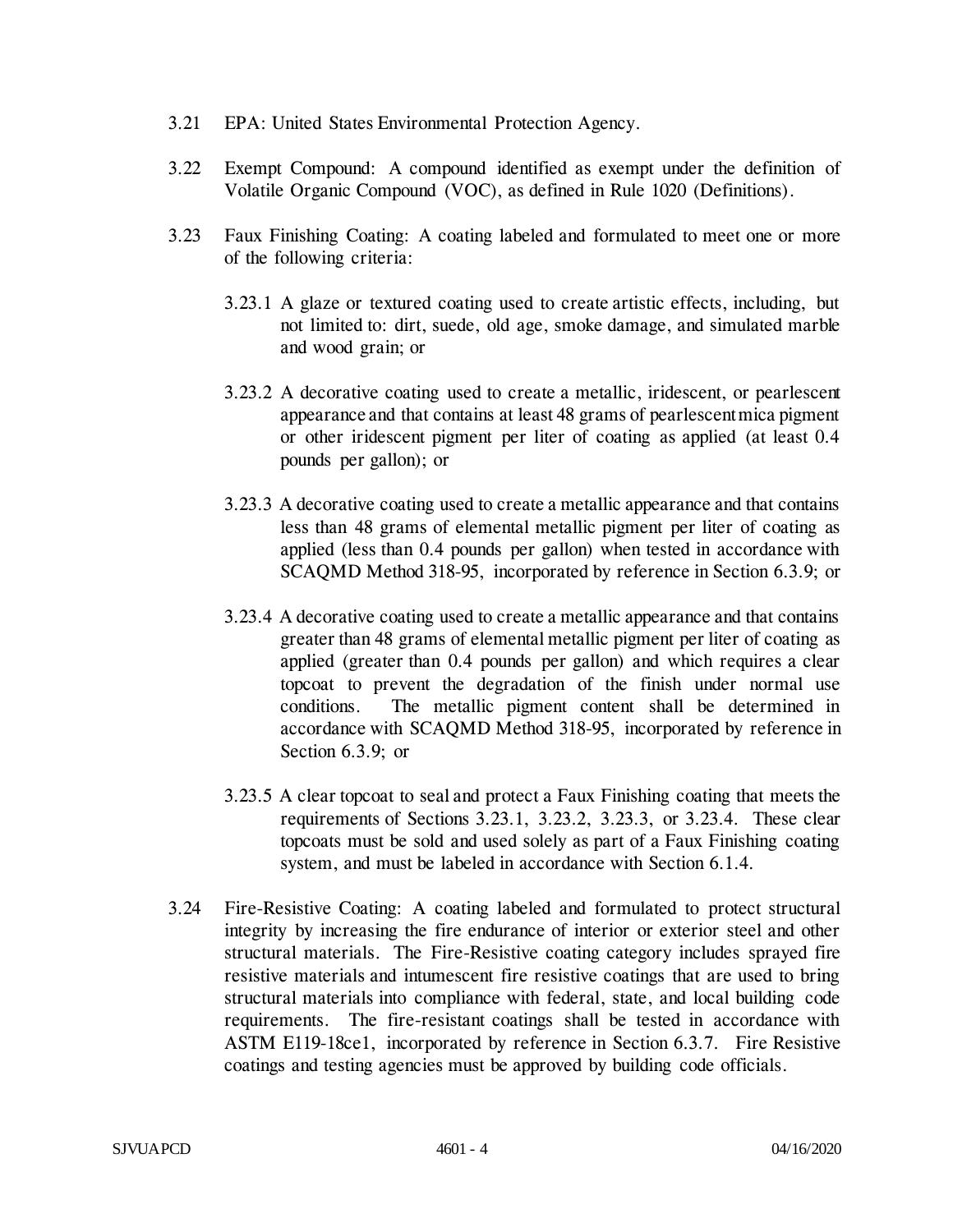3.21 EPA: United States Environmental Protection Agency.

3.22 Exempt Compound: A compound identified as exempt under the definition of Volatile Organic Compound (VOC), as defined in Rule 1020 (Definitions).

3.23 Faux Finishing Coating: A coating labeled and formulated to meet one or more of the following criteria:

3.23.1 A glaze or textured coating used to create artistic effects, including, but not limited to: dirt, suede, old age, smoke damage, and simulated marble and wood grain; or

3.23.2 A decorative coating used to create a metallic, iridescent, or pearlescent appearance and that contains at least 48 grams of pearlescent mica pigment or other iridescent pigment per liter of coating as applied (at least 0.4 pounds per gallon); or

3.23.3 A decorative coating used to create a metallic appearance and that contains less than 48 grams of elemental metallic pigment per liter of coating as applied (less than 0.4 pounds per gallon) when tested in accordance with SCAQMD Method 318-95, incorporated by reference in Section 6.3.9; or

3.23.4 A decorative coating used to create a metallic appearance and that contains greater than 48 grams of elemental metallic pigment per liter of coating as applied (greater than 0.4 pounds per gallon) and which requires a clear topcoat to prevent the degradation of the finish under normal use conditions. The metallic pigment content shall be determined in accordance with SCAQMD Method 318-95, incorporated by reference in Section 6.3.9; or

3.23.5 A clear topcoat to seal and protect a Faux Finishing coating that meets the requirements of Sections 3.23.1, 3.23.2, 3.23.3, or 3.23.4. These clear topcoats must be sold and used solely as part of a Faux Finishing coating system, and must be labeled in accordance with Section 6.1.4.

3.24 Fire-Resistive Coating: A coating labeled and formulated to protect structural integrity by increasing the fire endurance of interior or exterior steel and other structural materials. The Fire-Resistive coating category includes sprayed fire resistive materials and intumescent fire resistive coatings that are used to bring structural materials into compliance with federal, state, and local building code requirements. The fire-resistant coatings shall be tested in accordance with ASTM E119-18ce1, incorporated by reference in Section 6.3.7. Fire Resistive coatings and testing agencies must be approved by building code officials.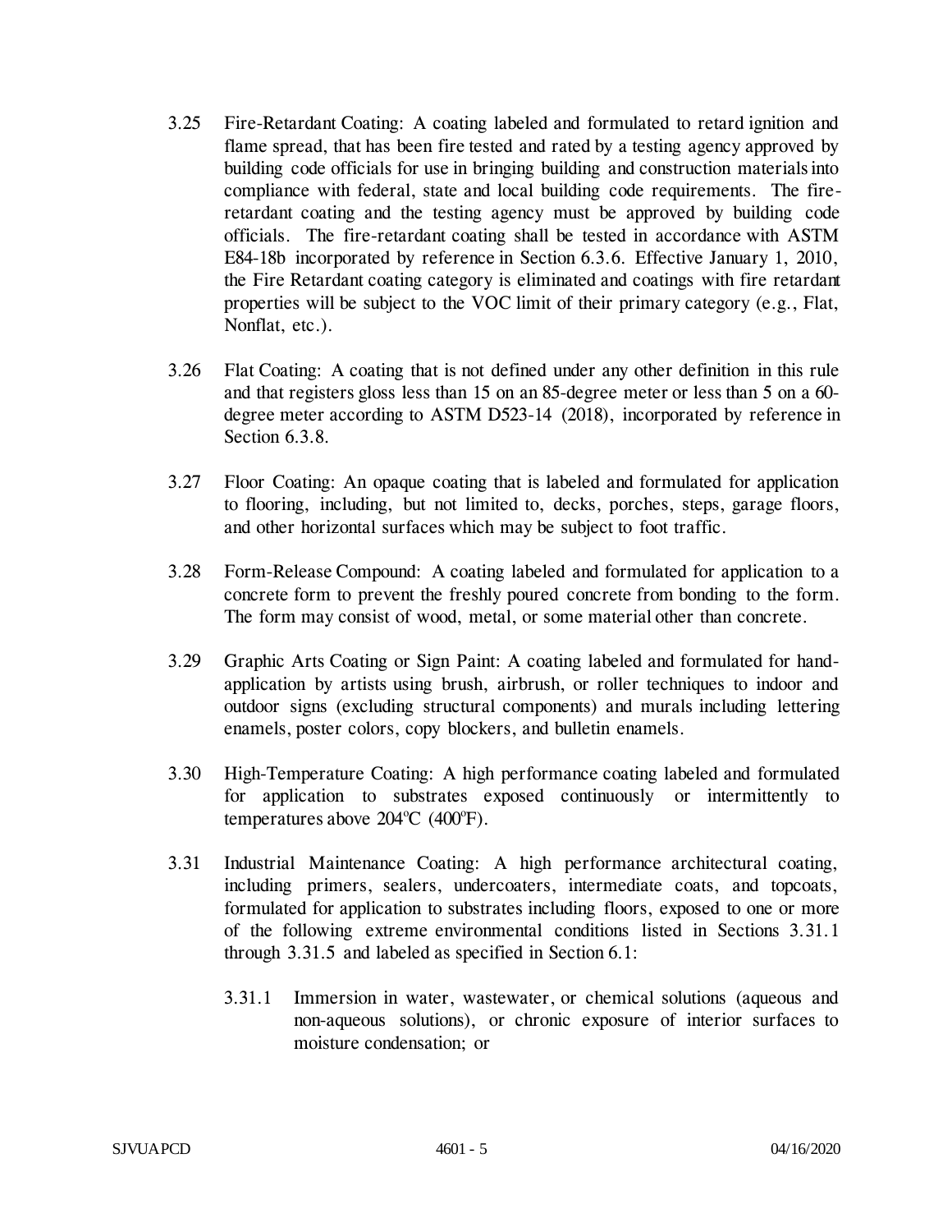3.25 Fire-Retardant Coating: A coating labeled and formulated to retard ignition and flame spread, that has been fire tested and rated by a testing agency approved by building code officials for use in bringing building and construction materials into compliance with federal, state and local building code requirements. The fire-retardant coating and the testing agency must be approved by building code officials. The fire-retardant coating shall be tested in accordance with ASTM E84-18b incorporated by reference in Section 6.3.6. Effective January 1, 2010, the Fire Retardant coating category is eliminated and coatings with fire retardant properties will be subject to the VOC limit of their primary category (e.g., Flat, Nonflat, etc.).

3.26 Flat Coating: A coating that is not defined under any other definition in this rule and that registers gloss less than 15 on an 85-degree meter or less than 5 on a 60-degree meter according to ASTM D523-14 (2018), incorporated by reference in Section 6.3.8.

3.27 Floor Coating: An opaque coating that is labeled and formulated for application to flooring, including, but not limited to, decks, porches, steps, garage floors, and other horizontal surfaces which may be subject to foot traffic.

3.28 Form-Release Compound: A coating labeled and formulated for application to a concrete form to prevent the freshly poured concrete from bonding to the form. The form may consist of wood, metal, or some material other than concrete.

3.29 Graphic Arts Coating or Sign Paint: A coating labeled and formulated for hand-application by artists using brush, airbrush, or roller techniques to indoor and outdoor signs (excluding structural components) and murals including lettering enamels, poster colors, copy blockers, and bulletin enamels.

3.30 High-Temperature Coating: A high performance coating labeled and formulated for application to substrates exposed continuously or intermittently to temperatures above 204ºC (400ºF).

3.31 Industrial Maintenance Coating: A high performance architectural coating, including primers, sealers, undercoaters, intermediate coats, and topcoats, formulated for application to substrates including floors, exposed to one or more of the following extreme environmental conditions listed in Sections 3.31.1 through 3.31.5 and labeled as specified in Section 6.1:

3.31.1 Immersion in water, wastewater, or chemical solutions (aqueous and non-aqueous solutions), or chronic exposure of interior surfaces to moisture condensation; or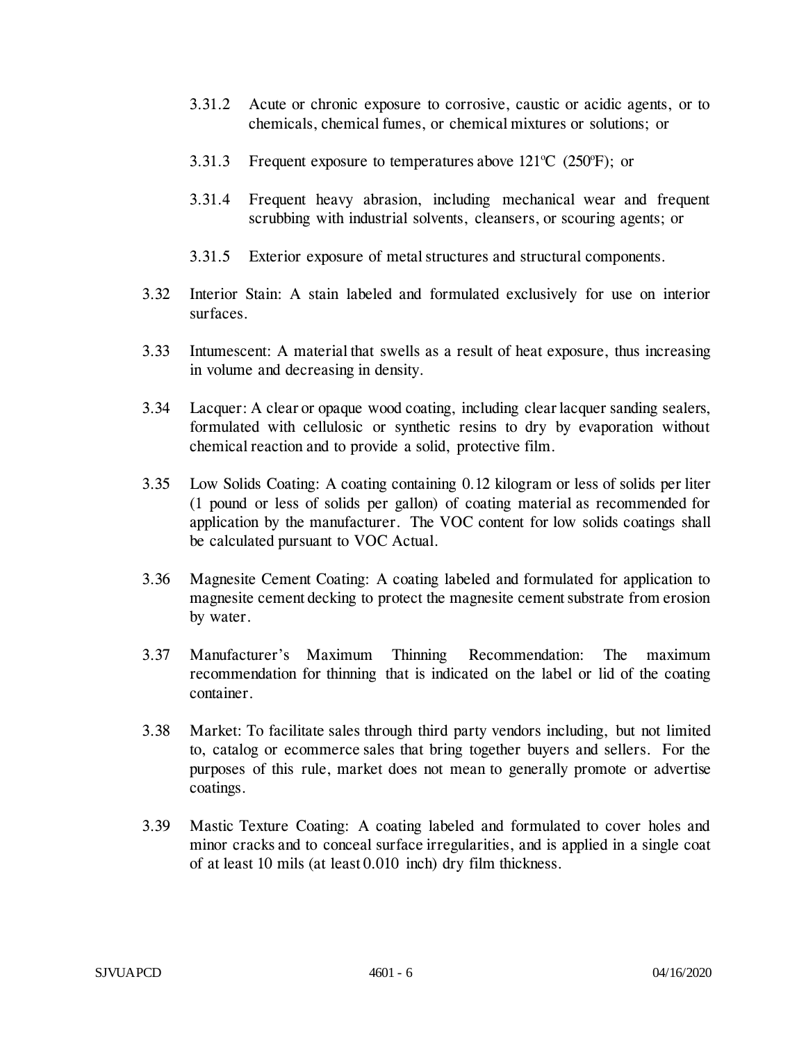3.31.2 Acute or chronic exposure to corrosive, caustic or acidic agents, or to chemicals, chemical fumes, or chemical mixtures or solutions; or

3.31.3 Frequent exposure to temperatures above 121ºC (250ºF); or

3.31.4 Frequent heavy abrasion, including mechanical wear and frequent scrubbing with industrial solvents, cleansers, or scouring agents; or

3.31.5 Exterior exposure of metal structures and structural components.

3.32 Interior Stain: A stain labeled and formulated exclusively for use on interior surfaces.

3.33 Intumescent: A material that swells as a result of heat exposure, thus increasing in volume and decreasing in density.

3.34 Lacquer: A clear or opaque wood coating, including clear lacquer sanding sealers, formulated with cellulosic or synthetic resins to dry by evaporation without chemical reaction and to provide a solid, protective film.

3.35 Low Solids Coating: A coating containing 0.12 kilogram or less of solids per liter (1 pound or less of solids per gallon) of coating material as recommended for application by the manufacturer. The VOC content for low solids coatings shall be calculated pursuant to VOC Actual.

3.36 Magnesite Cement Coating: A coating labeled and formulated for application to magnesite cement decking to protect the magnesite cement substrate from erosion by water.

3.37 Manufacturer's Maximum Thinning Recommendation: The maximum recommendation for thinning that is indicated on the label or lid of the coating container.

3.38 Market: To facilitate sales through third party vendors including, but not limited to, catalog or ecommerce sales that bring together buyers and sellers. For the purposes of this rule, market does not mean to generally promote or advertise coatings.

3.39 Mastic Texture Coating: A coating labeled and formulated to cover holes and minor cracks and to conceal surface irregularities, and is applied in a single coat of at least 10 mils (at least 0.010 inch) dry film thickness.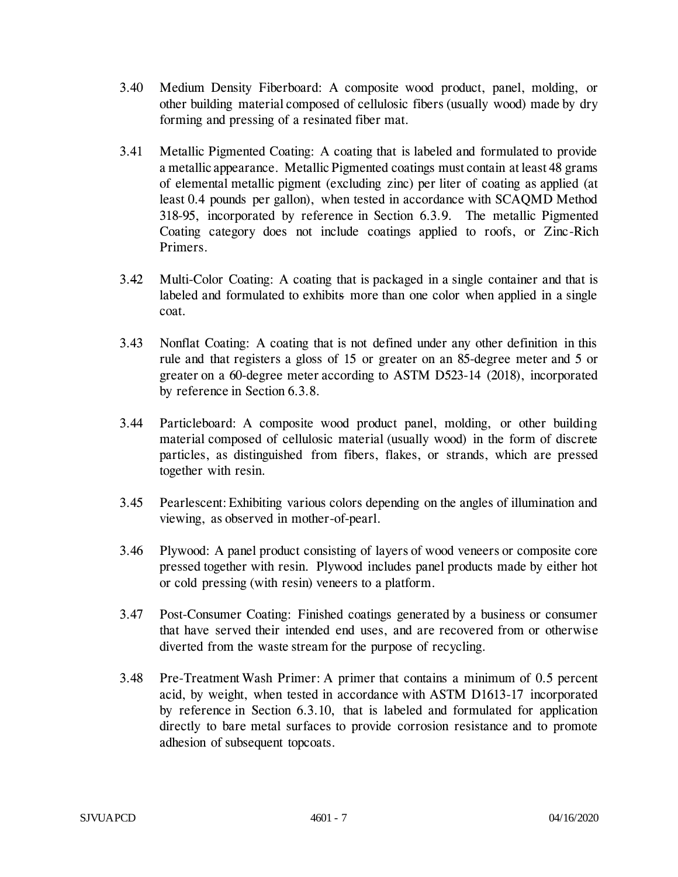3.40 Medium Density Fiberboard: A composite wood product, panel, molding, or other building material composed of cellulosic fibers (usually wood) made by dry forming and pressing of a resinated fiber mat.

3.41 Metallic Pigmented Coating: A coating that is labeled and formulated to provide a metallic appearance. Metallic Pigmented coatings must contain at least 48 grams of elemental metallic pigment (excluding zinc) per liter of coating as applied (at least 0.4 pounds per gallon), when tested in accordance with SCAQMD Method 318-95, incorporated by reference in Section 6.3.9. The metallic Pigmented Coating category does not include coatings applied to roofs, or Zinc-Rich Primers.

3.42 Multi-Color Coating: A coating that is packaged in a single container and that is labeled and formulated to exhibits more than one color when applied in a single coat.

3.43 Nonflat Coating: A coating that is not defined under any other definition in this rule and that registers a gloss of 15 or greater on an 85-degree meter and 5 or greater on a 60-degree meter according to ASTM D523-14 (2018), incorporated by reference in Section 6.3.8.

3.44 Particleboard: A composite wood product panel, molding, or other building material composed of cellulosic material (usually wood) in the form of discrete particles, as distinguished from fibers, flakes, or strands, which are pressed together with resin.

3.45 Pearlescent: Exhibiting various colors depending on the angles of illumination and viewing, as observed in mother-of-pearl.

3.46 Plywood: A panel product consisting of layers of wood veneers or composite core pressed together with resin. Plywood includes panel products made by either hot or cold pressing (with resin) veneers to a platform.

3.47 Post-Consumer Coating: Finished coatings generated by a business or consumer that have served their intended end uses, and are recovered from or otherwise diverted from the waste stream for the purpose of recycling.

3.48 Pre-Treatment Wash Primer: A primer that contains a minimum of 0.5 percent acid, by weight, when tested in accordance with ASTM D1613-17 incorporated by reference in Section 6.3.10, that is labeled and formulated for application directly to bare metal surfaces to provide corrosion resistance and to promote adhesion of subsequent topcoats.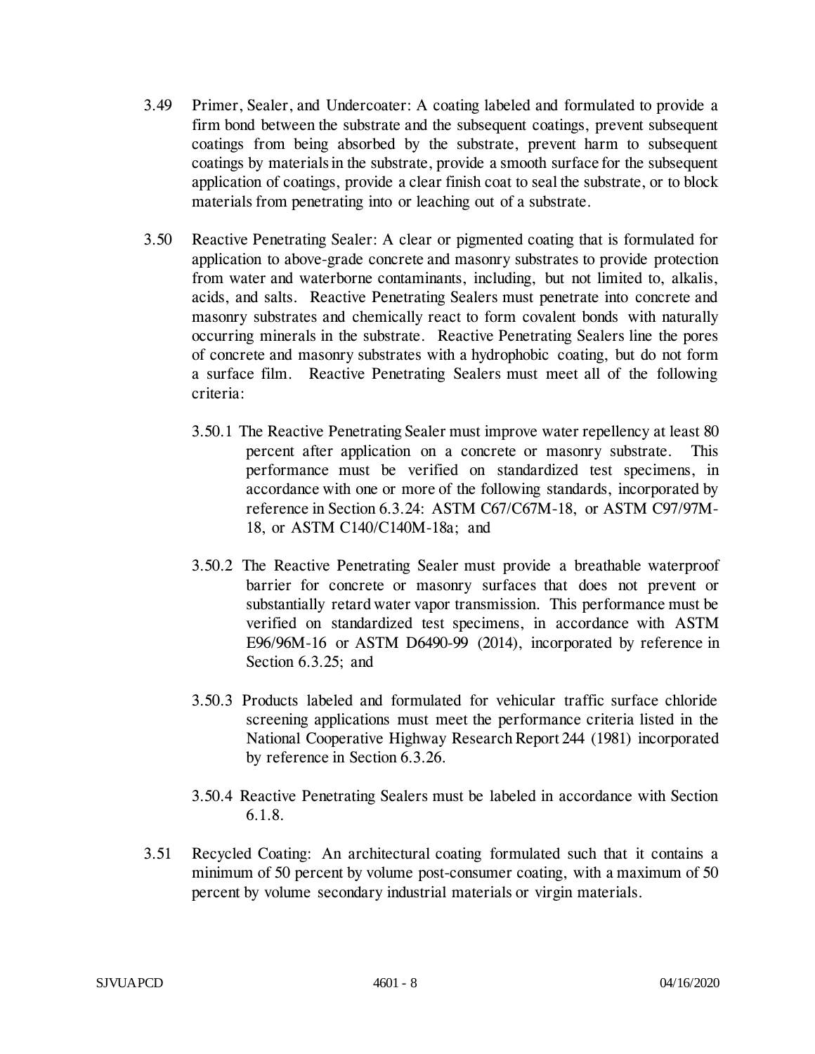3.49 Primer, Sealer, and Undercoater: A coating labeled and formulated to provide a firm bond between the substrate and the subsequent coatings, prevent subsequent coatings from being absorbed by the substrate, prevent harm to subsequent coatings by materials in the substrate, provide a smooth surface for the subsequent application of coatings, provide a clear finish coat to seal the substrate, or to block materials from penetrating into or leaching out of a substrate.

3.50 Reactive Penetrating Sealer: A clear or pigmented coating that is formulated for application to above-grade concrete and masonry substrates to provide protection from water and waterborne contaminants, including, but not limited to, alkalis, acids, and salts. Reactive Penetrating Sealers must penetrate into concrete and masonry substrates and chemically react to form covalent bonds with naturally occurring minerals in the substrate. Reactive Penetrating Sealers line the pores of concrete and masonry substrates with a hydrophobic coating, but do not form a surface film. Reactive Penetrating Sealers must meet all of the following criteria:

3.50.1 The Reactive Penetrating Sealer must improve water repellency at least 80 percent after application on a concrete or masonry substrate. This performance must be verified on standardized test specimens, in accordance with one or more of the following standards, incorporated by reference in Section 6.3.24: ASTM C67/C67M-18, or ASTM C97/97M-18, or ASTM C140/C140M-18a; and

3.50.2 The Reactive Penetrating Sealer must provide a breathable waterproof barrier for concrete or masonry surfaces that does not prevent or substantially retard water vapor transmission. This performance must be verified on standardized test specimens, in accordance with ASTM E96/96M-16 or ASTM D6490-99 (2014), incorporated by reference in Section 6.3.25; and

3.50.3 Products labeled and formulated for vehicular traffic surface chloride screening applications must meet the performance criteria listed in the National Cooperative Highway Research Report 244 (1981) incorporated by reference in Section 6.3.26.

3.50.4 Reactive Penetrating Sealers must be labeled in accordance with Section 6.1.8.

3.51 Recycled Coating: An architectural coating formulated such that it contains a minimum of 50 percent by volume post-consumer coating, with a maximum of 50 percent by volume secondary industrial materials or virgin materials.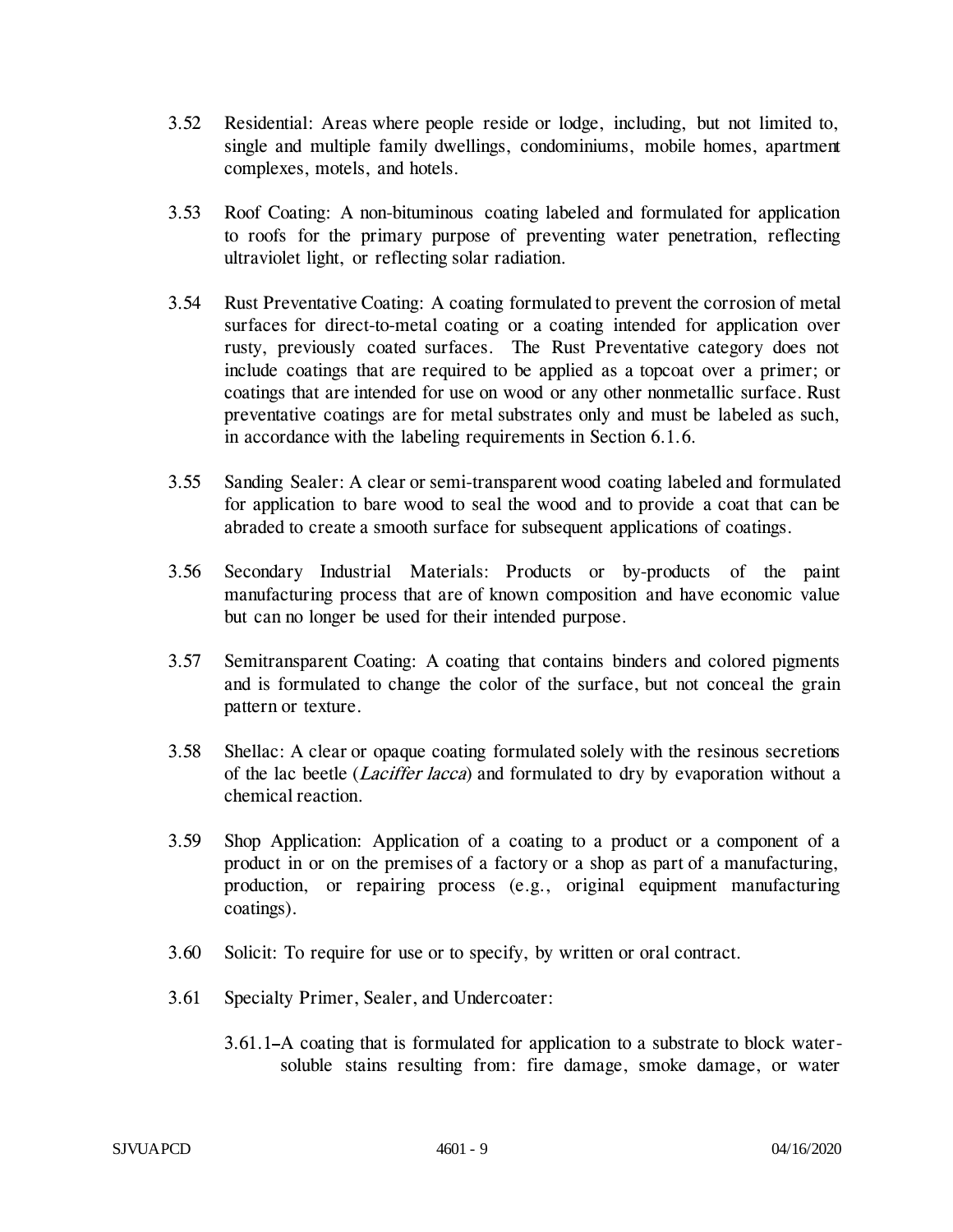3.52 Residential: Areas where people reside or lodge, including, but not limited to, single and multiple family dwellings, condominiums, mobile homes, apartment complexes, motels, and hotels.

3.53 Roof Coating: A non-bituminous coating labeled and formulated for application to roofs for the primary purpose of preventing water penetration, reflecting ultraviolet light, or reflecting solar radiation.

3.54 Rust Preventative Coating: A coating formulated to prevent the corrosion of metal surfaces for direct-to-metal coating or a coating intended for application over rusty, previously coated surfaces. The Rust Preventative category does not include coatings that are required to be applied as a topcoat over a primer; or coatings that are intended for use on wood or any other nonmetallic surface. Rust preventative coatings are for metal substrates only and must be labeled as such, in accordance with the labeling requirements in Section 6.1.6.

3.55 Sanding Sealer: A clear or semi-transparent wood coating labeled and formulated for application to bare wood to seal the wood and to provide a coat that can be abraded to create a smooth surface for subsequent applications of coatings.

3.56 Secondary Industrial Materials: Products or by-products of the paint manufacturing process that are of known composition and have economic value but can no longer be used for their intended purpose.

3.57 Semitransparent Coating: A coating that contains binders and colored pigments and is formulated to change the color of the surface, but not conceal the grain pattern or texture.

3.58 Shellac: A clear or opaque coating formulated solely with the resinous secretions of the lac beetle (*Laciffer lacca*) and formulated to dry by evaporation without a chemical reaction.

3.59 Shop Application: Application of a coating to a product or a component of a product in or on the premises of a factory or a shop as part of a manufacturing, production, or repairing process (e.g., original equipment manufacturing coatings).

3.60 Solicit: To require for use or to specify, by written or oral contract.

3.61 Specialty Primer, Sealer, and Undercoater:

3.61.1 A coating that is formulated for application to a substrate to block water-soluble stains resulting from: fire damage, smoke damage, or water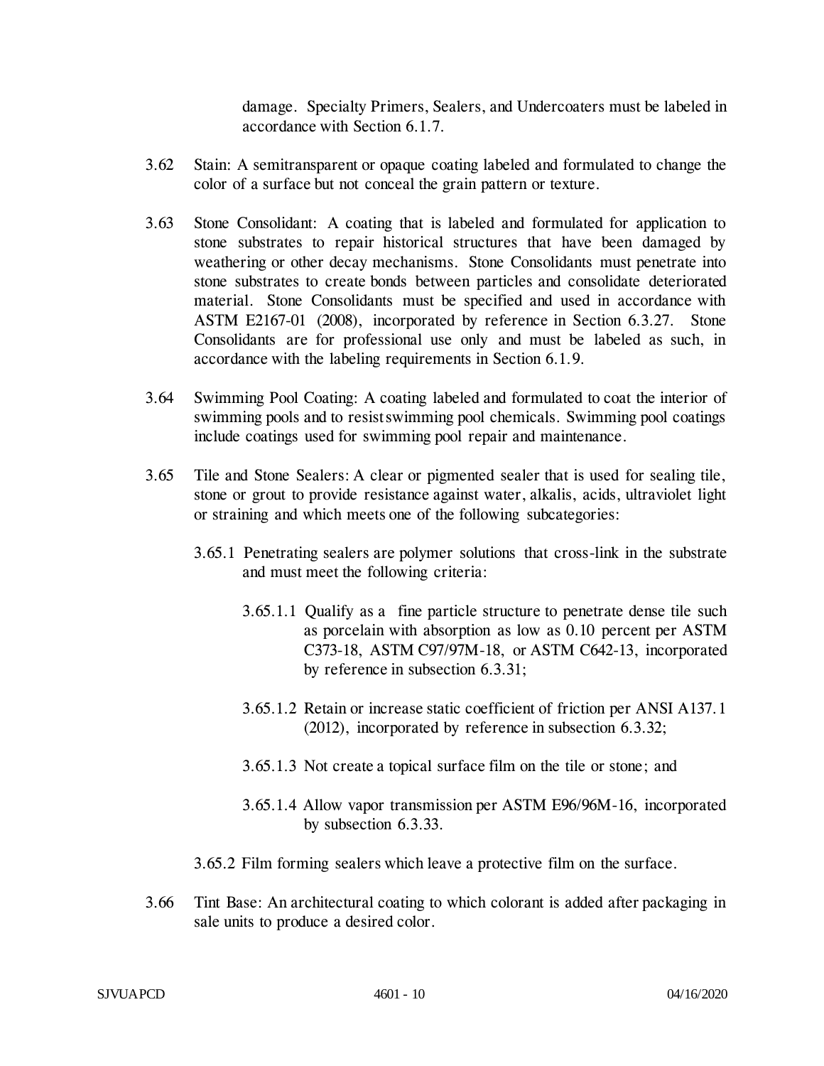damage. Specialty Primers, Sealers, and Undercoaters must be labeled in accordance with Section 6.1.7.

3.62 Stain: A semitransparent or opaque coating labeled and formulated to change the color of a surface but not conceal the grain pattern or texture.

3.63 Stone Consolidant: A coating that is labeled and formulated for application to stone substrates to repair historical structures that have been damaged by weathering or other decay mechanisms. Stone Consolidants must penetrate into stone substrates to create bonds between particles and consolidate deteriorated material. Stone Consolidants must be specified and used in accordance with ASTM E2167-01 (2008), incorporated by reference in Section 6.3.27. Stone Consolidants are for professional use only and must be labeled as such, in accordance with the labeling requirements in Section 6.1.9.

3.64 Swimming Pool Coating: A coating labeled and formulated to coat the interior of swimming pools and to resist swimming pool chemicals. Swimming pool coatings include coatings used for swimming pool repair and maintenance.

3.65 Tile and Stone Sealers: A clear or pigmented sealer that is used for sealing tile, stone or grout to provide resistance against water, alkalis, acids, ultraviolet light or straining and which meets one of the following subcategories:

3.65.1 Penetrating sealers are polymer solutions that cross-link in the substrate and must meet the following criteria:

3.65.1.1 Qualify as a fine particle structure to penetrate dense tile such as porcelain with absorption as low as 0.10 percent per ASTM C373-18, ASTM C97/97M-18, or ASTM C642-13, incorporated by reference in subsection 6.3.31;

3.65.1.2 Retain or increase static coefficient of friction per ANSI A137.1 (2012), incorporated by reference in subsection 6.3.32;

3.65.1.3 Not create a topical surface film on the tile or stone; and

3.65.1.4 Allow vapor transmission per ASTM E96/96M-16, incorporated by subsection 6.3.33.

3.65.2 Film forming sealers which leave a protective film on the surface.

3.66 Tint Base: An architectural coating to which colorant is added after packaging in sale units to produce a desired color.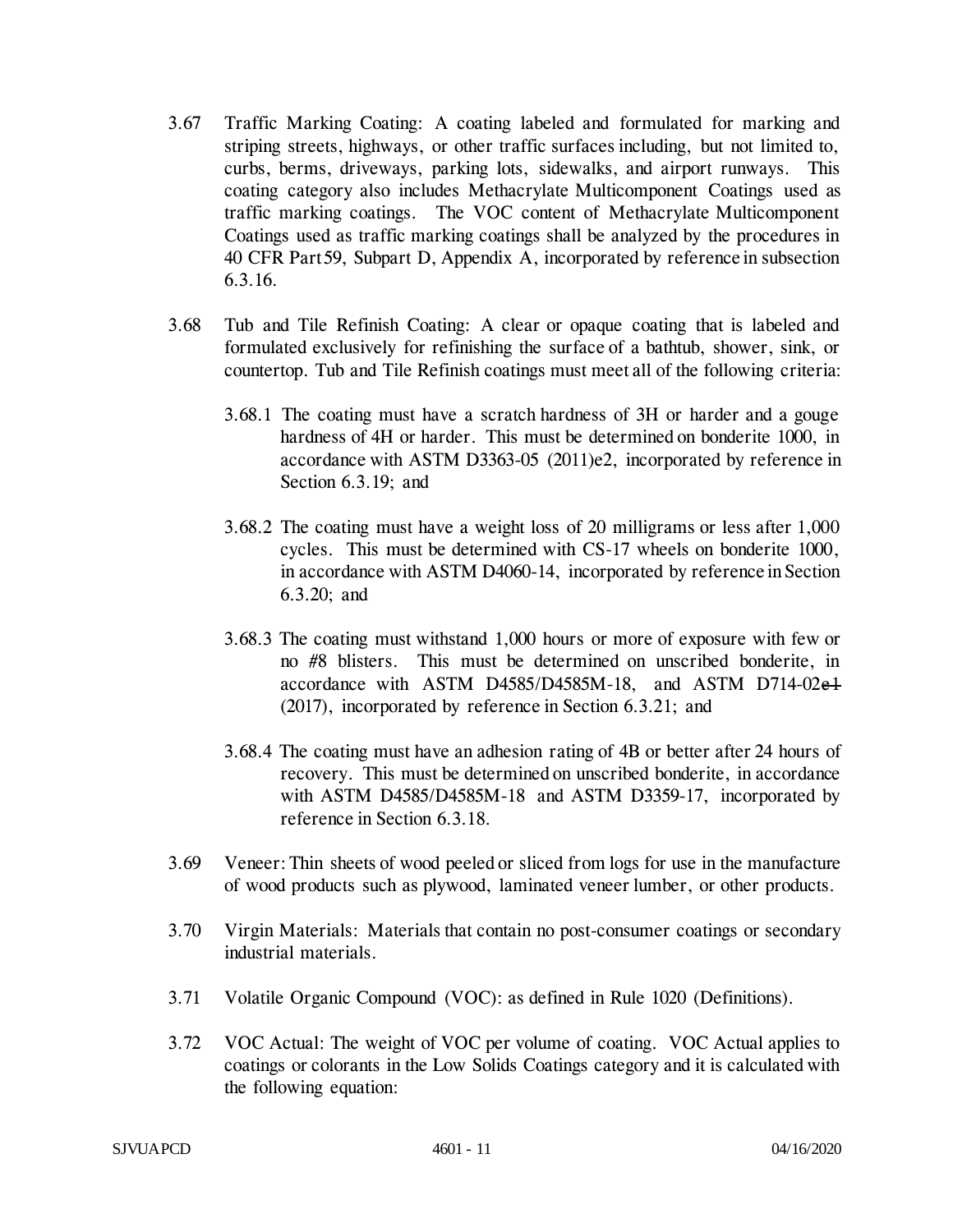3.67 Traffic Marking Coating: A coating labeled and formulated for marking and striping streets, highways, or other traffic surfaces including, but not limited to, curbs, berms, driveways, parking lots, sidewalks, and airport runways. This coating category also includes Methacrylate Multicomponent Coatings used as traffic marking coatings. The VOC content of Methacrylate Multicomponent Coatings used as traffic marking coatings shall be analyzed by the procedures in 40 CFR Part 59, Subpart D, Appendix A, incorporated by reference in subsection 6.3.16.

3.68 Tub and Tile Refinish Coating: A clear or opaque coating that is labeled and formulated exclusively for refinishing the surface of a bathtub, shower, sink, or countertop. Tub and Tile Refinish coatings must meet all of the following criteria:

3.68.1 The coating must have a scratch hardness of 3H or harder and a gouge hardness of 4H or harder. This must be determined on bonderite 1000, in accordance with ASTM D3363-05 (2011)e2, incorporated by reference in Section 6.3.19; and

3.68.2 The coating must have a weight loss of 20 milligrams or less after 1,000 cycles. This must be determined with CS-17 wheels on bonderite 1000, in accordance with ASTM D4060-14, incorporated by reference in Section 6.3.20; and

3.68.3 The coating must withstand 1,000 hours or more of exposure with few or no #8 blisters. This must be determined on unscribed bonderite, in accordance with ASTM D4585/D4585M-18, and ASTM D714-02~~e1~~ (2017), incorporated by reference in Section 6.3.21; and

3.68.4 The coating must have an adhesion rating of 4B or better after 24 hours of recovery. This must be determined on unscribed bonderite, in accordance with ASTM D4585/D4585M-18 and ASTM D3359-17, incorporated by reference in Section 6.3.18.

3.69 Veneer: Thin sheets of wood peeled or sliced from logs for use in the manufacture of wood products such as plywood, laminated veneer lumber, or other products.

3.70 Virgin Materials: Materials that contain no post-consumer coatings or secondary industrial materials.

3.71 Volatile Organic Compound (VOC): as defined in Rule 1020 (Definitions).

3.72 VOC Actual: The weight of VOC per volume of coating. VOC Actual applies to coatings or colorants in the Low Solids Coatings category and it is calculated with the following equation: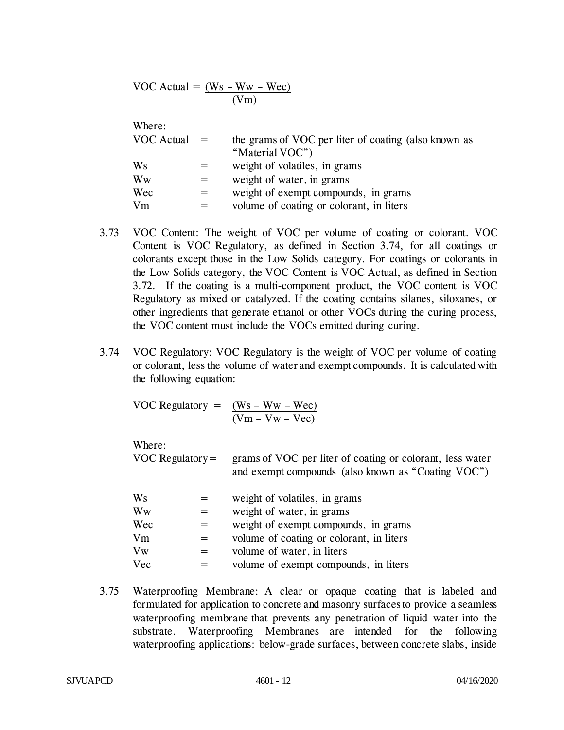$$\text{VOC Actual} = \frac{(Ws - Ww - Wec)}{(Vm)}$$

Where:

| | | |
|---|---|---|
| VOC Actual | = | the grams of VOC per liter of coating (also known as "Material VOC") |
| Ws | = | weight of volatiles, in grams |
| Ww | = | weight of water, in grams |
| Wec | = | weight of exempt compounds, in grams |
| Vm | = | volume of coating or colorant, in liters |

3.73 VOC Content: The weight of VOC per volume of coating or colorant. VOC Content is VOC Regulatory, as defined in Section 3.74, for all coatings or colorants except those in the Low Solids category. For coatings or colorants in the Low Solids category, the VOC Content is VOC Actual, as defined in Section 3.72. If the coating is a multi-component product, the VOC content is VOC Regulatory as mixed or catalyzed. If the coating contains silanes, siloxanes, or other ingredients that generate ethanol or other VOCs during the curing process, the VOC content must include the VOCs emitted during curing.

3.74 VOC Regulatory: VOC Regulatory is the weight of VOC per volume of coating or colorant, less the volume of water and exempt compounds. It is calculated with the following equation:

$$\text{VOC Regulatory} = \frac{(Ws - Ww - Wec)}{(Vm - Vw - Vec)}$$

Where:

| | | |
|---|---|---|
| VOC Regulatory | = | grams of VOC per liter of coating or colorant, less water and exempt compounds (also known as "Coating VOC") |
| Ws | = | weight of volatiles, in grams |
| Ww | = | weight of water, in grams |
| Wec | = | weight of exempt compounds, in grams |
| Vm | = | volume of coating or colorant, in liters |
| Vw | = | volume of water, in liters |
| Vec | = | volume of exempt compounds, in liters |

3.75 Waterproofing Membrane: A clear or opaque coating that is labeled and formulated for application to concrete and masonry surfaces to provide a seamless waterproofing membrane that prevents any penetration of liquid water into the substrate. Waterproofing Membranes are intended for the following waterproofing applications: below-grade surfaces, between concrete slabs, inside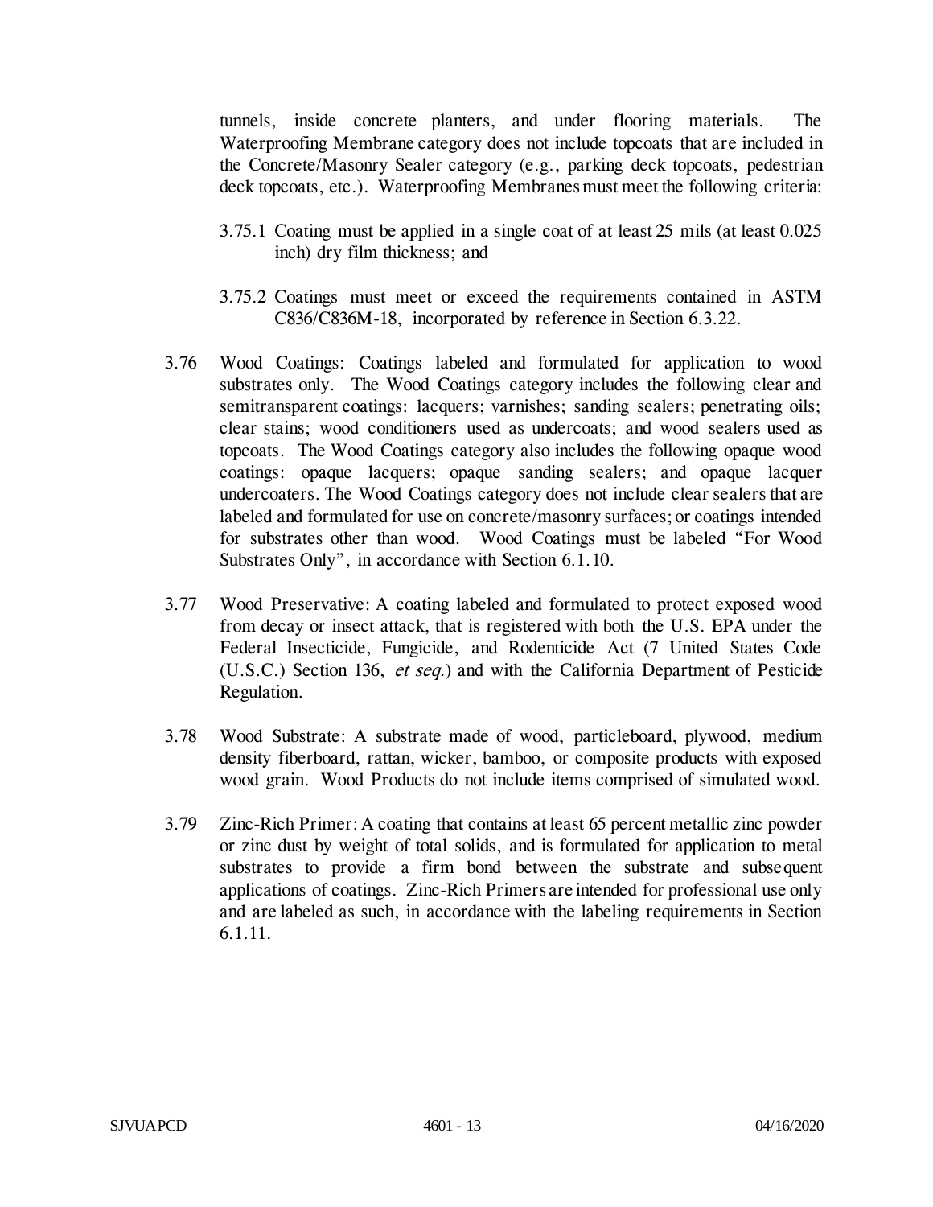tunnels, inside concrete planters, and under flooring materials. The Waterproofing Membrane category does not include topcoats that are included in the Concrete/Masonry Sealer category (e.g., parking deck topcoats, pedestrian deck topcoats, etc.). Waterproofing Membranes must meet the following criteria:

3.75.1 Coating must be applied in a single coat of at least 25 mils (at least 0.025 inch) dry film thickness; and

3.75.2 Coatings must meet or exceed the requirements contained in ASTM C836/C836M-18, incorporated by reference in Section 6.3.22.

3.76 Wood Coatings: Coatings labeled and formulated for application to wood substrates only. The Wood Coatings category includes the following clear and semitransparent coatings: lacquers; varnishes; sanding sealers; penetrating oils; clear stains; wood conditioners used as undercoats; and wood sealers used as topcoats. The Wood Coatings category also includes the following opaque wood coatings: opaque lacquers; opaque sanding sealers; and opaque lacquer undercoaters. The Wood Coatings category does not include clear sealers that are labeled and formulated for use on concrete/masonry surfaces; or coatings intended for substrates other than wood. Wood Coatings must be labeled "For Wood Substrates Only", in accordance with Section 6.1.10.

3.77 Wood Preservative: A coating labeled and formulated to protect exposed wood from decay or insect attack, that is registered with both the U.S. EPA under the Federal Insecticide, Fungicide, and Rodenticide Act (7 United States Code (U.S.C.) Section 136, *et seq.*) and with the California Department of Pesticide Regulation.

3.78 Wood Substrate: A substrate made of wood, particleboard, plywood, medium density fiberboard, rattan, wicker, bamboo, or composite products with exposed wood grain. Wood Products do not include items comprised of simulated wood.

3.79 Zinc-Rich Primer: A coating that contains at least 65 percent metallic zinc powder or zinc dust by weight of total solids, and is formulated for application to metal substrates to provide a firm bond between the substrate and subsequent applications of coatings. Zinc-Rich Primers are intended for professional use only and are labeled as such, in accordance with the labeling requirements in Section 6.1.11.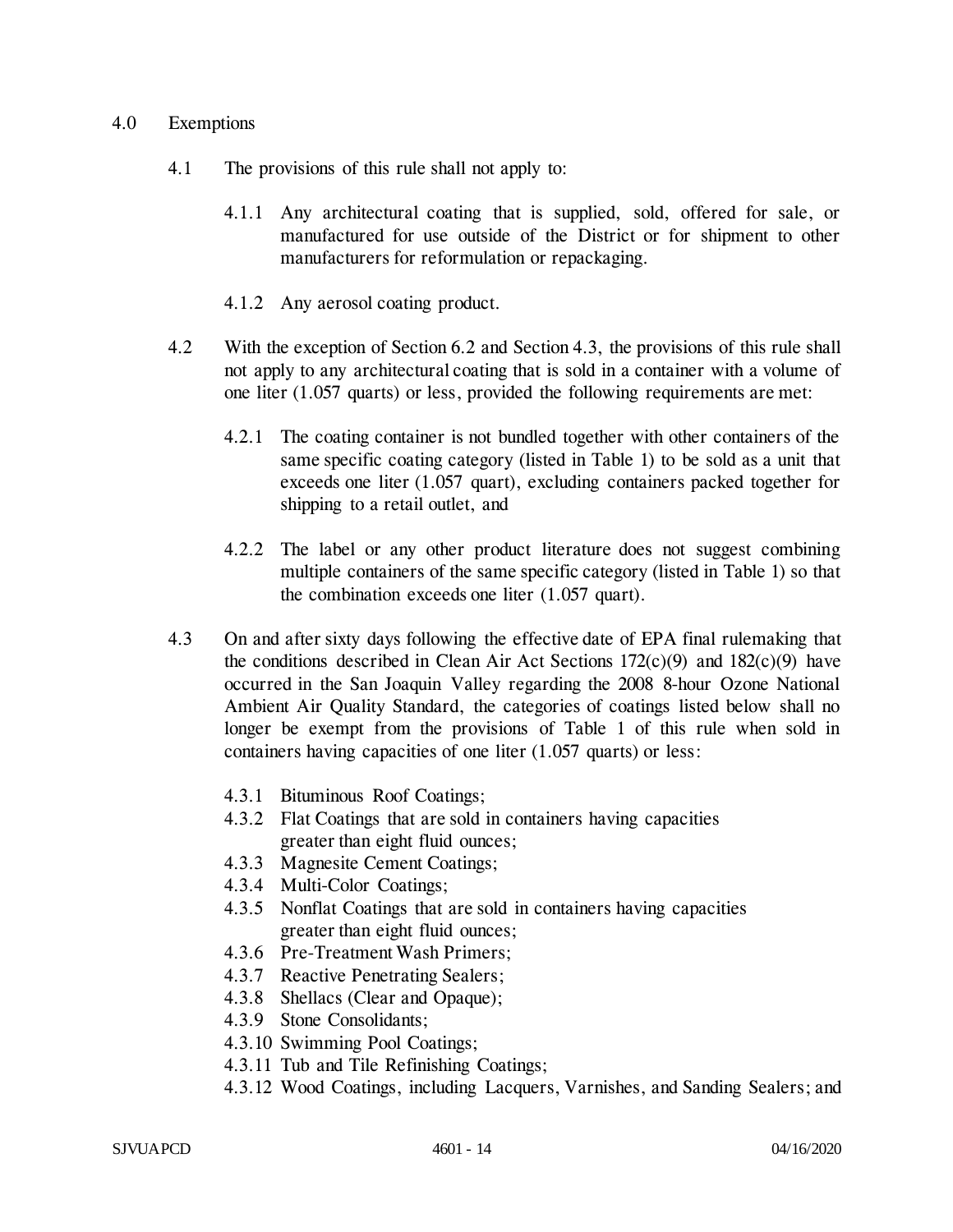## 4.0 Exemptions

4.1 The provisions of this rule shall not apply to:

4.1.1 Any architectural coating that is supplied, sold, offered for sale, or manufactured for use outside of the District or for shipment to other manufacturers for reformulation or repackaging.

4.1.2 Any aerosol coating product.

4.2 With the exception of Section 6.2 and Section 4.3, the provisions of this rule shall not apply to any architectural coating that is sold in a container with a volume of one liter (1.057 quarts) or less, provided the following requirements are met:

4.2.1 The coating container is not bundled together with other containers of the same specific coating category (listed in Table 1) to be sold as a unit that exceeds one liter (1.057 quart), excluding containers packed together for shipping to a retail outlet, and

4.2.2 The label or any other product literature does not suggest combining multiple containers of the same specific category (listed in Table 1) so that the combination exceeds one liter (1.057 quart).

4.3 On and after sixty days following the effective date of EPA final rulemaking that the conditions described in Clean Air Act Sections 172(c)(9) and 182(c)(9) have occurred in the San Joaquin Valley regarding the 2008 8-hour Ozone National Ambient Air Quality Standard, the categories of coatings listed below shall no longer be exempt from the provisions of Table 1 of this rule when sold in containers having capacities of one liter (1.057 quarts) or less:

4.3.1 Bituminous Roof Coatings;
4.3.2 Flat Coatings that are sold in containers having capacities greater than eight fluid ounces;
4.3.3 Magnesite Cement Coatings;
4.3.4 Multi-Color Coatings;
4.3.5 Nonflat Coatings that are sold in containers having capacities greater than eight fluid ounces;
4.3.6 Pre-Treatment Wash Primers;
4.3.7 Reactive Penetrating Sealers;
4.3.8 Shellacs (Clear and Opaque);
4.3.9 Stone Consolidants;
4.3.10 Swimming Pool Coatings;
4.3.11 Tub and Tile Refinishing Coatings;
4.3.12 Wood Coatings, including Lacquers, Varnishes, and Sanding Sealers; and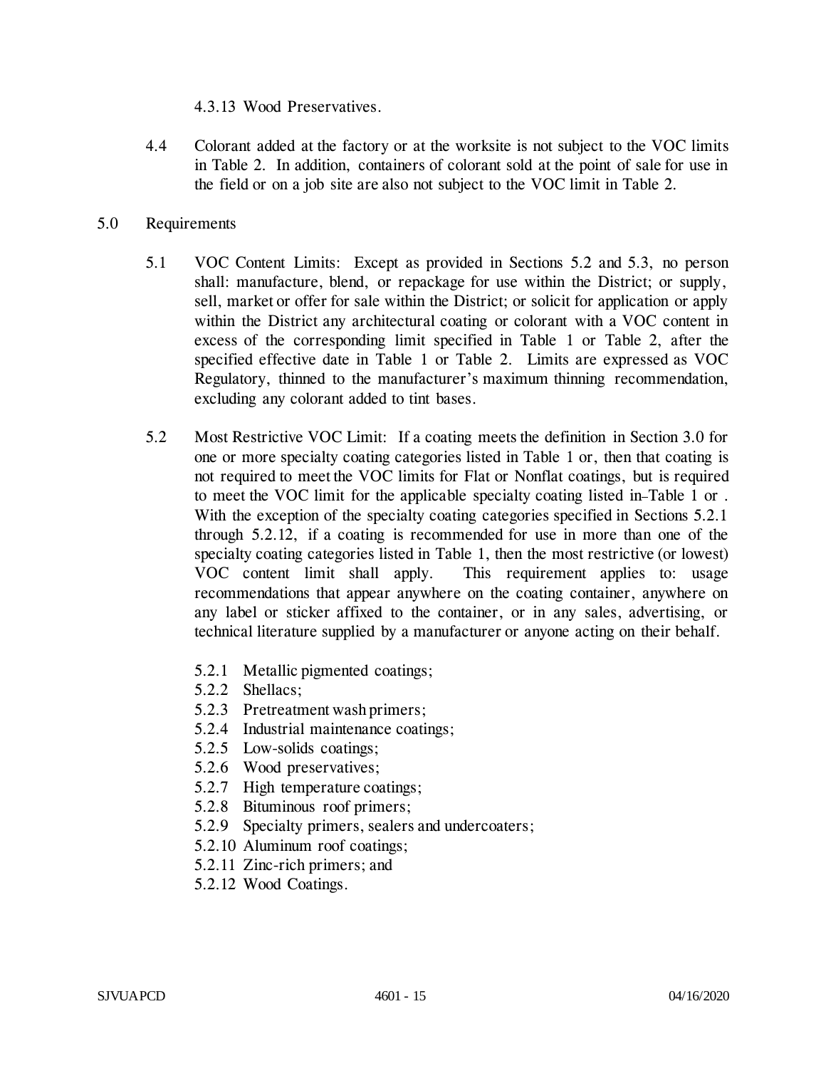4.3.13 Wood Preservatives.

4.4 Colorant added at the factory or at the worksite is not subject to the VOC limits in Table 2. In addition, containers of colorant sold at the point of sale for use in the field or on a job site are also not subject to the VOC limit in Table 2.

5.0 Requirements

5.1 VOC Content Limits: Except as provided in Sections 5.2 and 5.3, no person shall: manufacture, blend, or repackage for use within the District; or supply, sell, market or offer for sale within the District; or solicit for application or apply within the District any architectural coating or colorant with a VOC content in excess of the corresponding limit specified in Table 1 or Table 2, after the specified effective date in Table 1 or Table 2. Limits are expressed as VOC Regulatory, thinned to the manufacturer's maximum thinning recommendation, excluding any colorant added to tint bases.

5.2 Most Restrictive VOC Limit: If a coating meets the definition in Section 3.0 for one or more specialty coating categories listed in Table 1 or, then that coating is not required to meet the VOC limits for Flat or Nonflat coatings, but is required to meet the VOC limit for the applicable specialty coating listed in Table 1 or . With the exception of the specialty coating categories specified in Sections 5.2.1 through 5.2.12, if a coating is recommended for use in more than one of the specialty coating categories listed in Table 1, then the most restrictive (or lowest) VOC content limit shall apply. This requirement applies to: usage recommendations that appear anywhere on the coating container, anywhere on any label or sticker affixed to the container, or in any sales, advertising, or technical literature supplied by a manufacturer or anyone acting on their behalf.

5.2.1 Metallic pigmented coatings;
5.2.2 Shellacs;
5.2.3 Pretreatment wash primers;
5.2.4 Industrial maintenance coatings;
5.2.5 Low-solids coatings;
5.2.6 Wood preservatives;
5.2.7 High temperature coatings;
5.2.8 Bituminous roof primers;
5.2.9 Specialty primers, sealers and undercoaters;
5.2.10 Aluminum roof coatings;
5.2.11 Zinc-rich primers; and
5.2.12 Wood Coatings.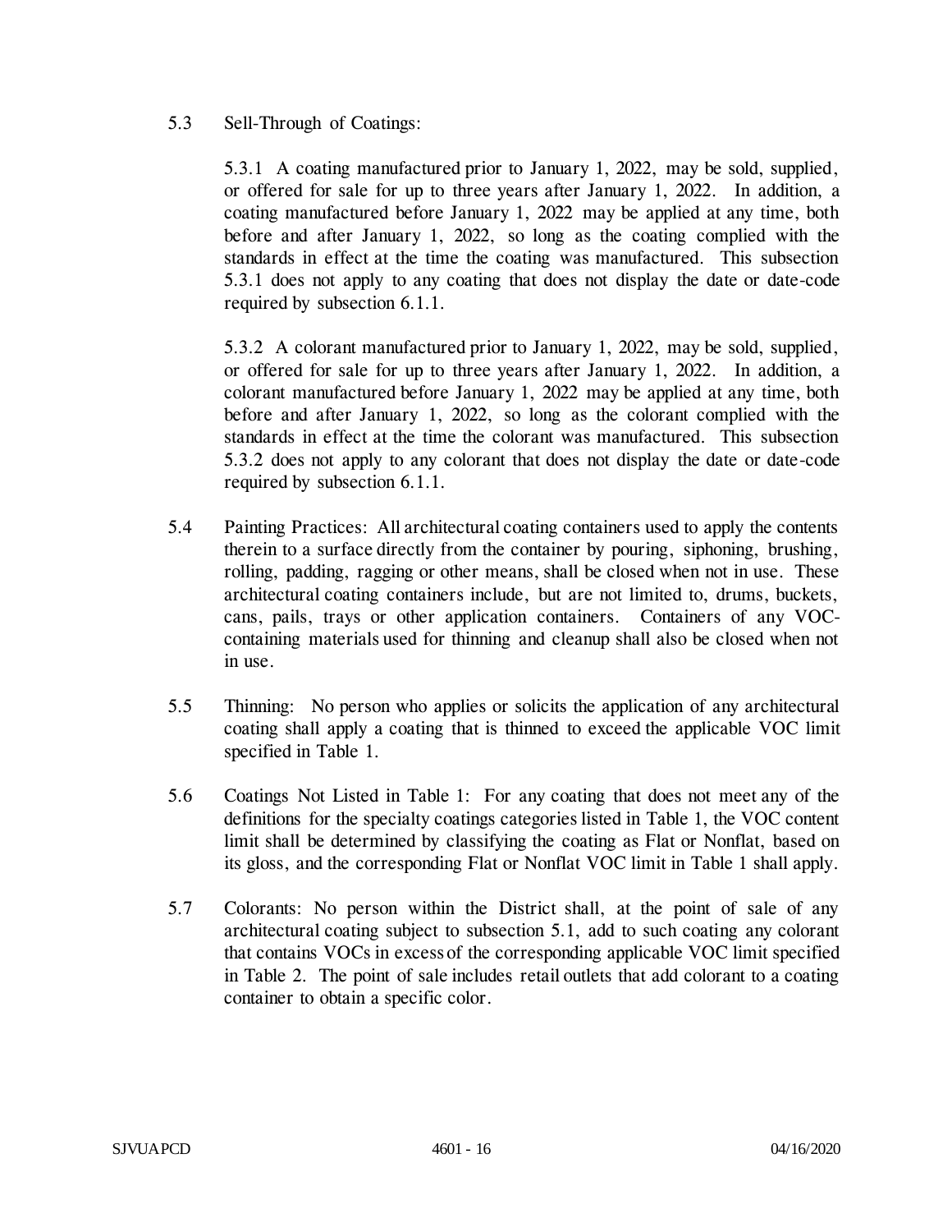5.3 Sell-Through of Coatings:

5.3.1 A coating manufactured prior to January 1, 2022, may be sold, supplied, or offered for sale for up to three years after January 1, 2022. In addition, a coating manufactured before January 1, 2022 may be applied at any time, both before and after January 1, 2022, so long as the coating complied with the standards in effect at the time the coating was manufactured. This subsection 5.3.1 does not apply to any coating that does not display the date or date-code required by subsection 6.1.1.

5.3.2 A colorant manufactured prior to January 1, 2022, may be sold, supplied, or offered for sale for up to three years after January 1, 2022. In addition, a colorant manufactured before January 1, 2022 may be applied at any time, both before and after January 1, 2022, so long as the colorant complied with the standards in effect at the time the colorant was manufactured. This subsection 5.3.2 does not apply to any colorant that does not display the date or date-code required by subsection 6.1.1.

5.4 Painting Practices: All architectural coating containers used to apply the contents therein to a surface directly from the container by pouring, siphoning, brushing, rolling, padding, ragging or other means, shall be closed when not in use. These architectural coating containers include, but are not limited to, drums, buckets, cans, pails, trays or other application containers. Containers of any VOC-containing materials used for thinning and cleanup shall also be closed when not in use.

5.5 Thinning: No person who applies or solicits the application of any architectural coating shall apply a coating that is thinned to exceed the applicable VOC limit specified in Table 1.

5.6 Coatings Not Listed in Table 1: For any coating that does not meet any of the definitions for the specialty coatings categories listed in Table 1, the VOC content limit shall be determined by classifying the coating as Flat or Nonflat, based on its gloss, and the corresponding Flat or Nonflat VOC limit in Table 1 shall apply.

5.7 Colorants: No person within the District shall, at the point of sale of any architectural coating subject to subsection 5.1, add to such coating any colorant that contains VOCs in excess of the corresponding applicable VOC limit specified in Table 2. The point of sale includes retail outlets that add colorant to a coating container to obtain a specific color.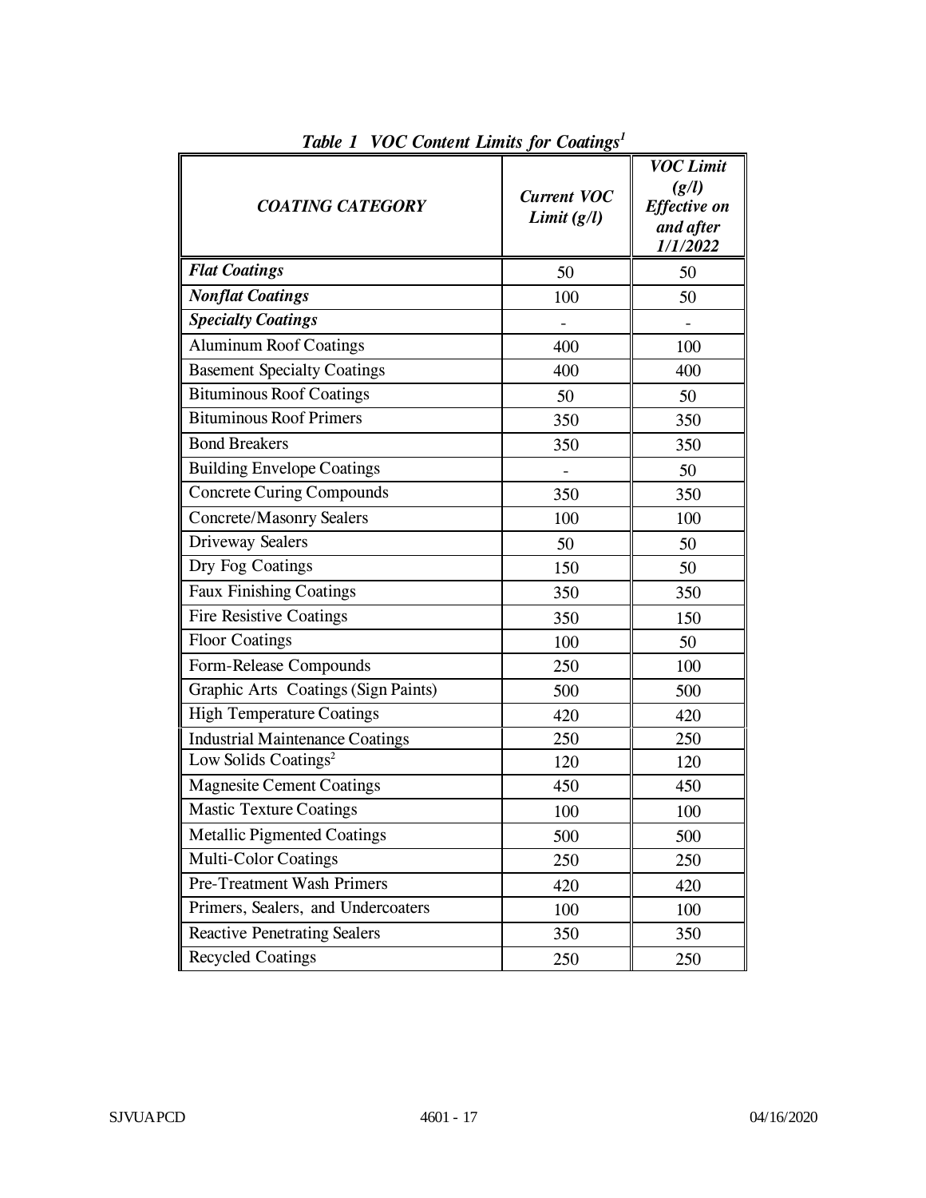***Table 1 VOC Content Limits for Coatings[1]***

| *COATING CATEGORY* | *Current VOC Limit (g/l)* | *VOC Limit (g/l) Effective on and after 1/1/2022* |
|---|---|---|
| ***Flat Coatings*** | 50 | 50 |
| ***Nonflat Coatings*** | 100 | 50 |
| ***Specialty Coatings*** | - | - |
| Aluminum Roof Coatings | 400 | 100 |
| Basement Specialty Coatings | 400 | 400 |
| Bituminous Roof Coatings | 50 | 50 |
| Bituminous Roof Primers | 350 | 350 |
| Bond Breakers | 350 | 350 |
| Building Envelope Coatings | - | 50 |
| Concrete Curing Compounds | 350 | 350 |
| Concrete/Masonry Sealers | 100 | 100 |
| Driveway Sealers | 50 | 50 |
| Dry Fog Coatings | 150 | 50 |
| Faux Finishing Coatings | 350 | 350 |
| Fire Resistive Coatings | 350 | 150 |
| Floor Coatings | 100 | 50 |
| Form-Release Compounds | 250 | 100 |
| Graphic Arts Coatings (Sign Paints) | 500 | 500 |
| High Temperature Coatings | 420 | 420 |
| Industrial Maintenance Coatings | 250 | 250 |
| Low Solids Coatings[2] | 120 | 120 |
| Magnesite Cement Coatings | 450 | 450 |
| Mastic Texture Coatings | 100 | 100 |
| Metallic Pigmented Coatings | 500 | 500 |
| Multi-Color Coatings | 250 | 250 |
| Pre-Treatment Wash Primers | 420 | 420 |
| Primers, Sealers, and Undercoaters | 100 | 100 |
| Reactive Penetrating Sealers | 350 | 350 |
| Recycled Coatings | 250 | 250 |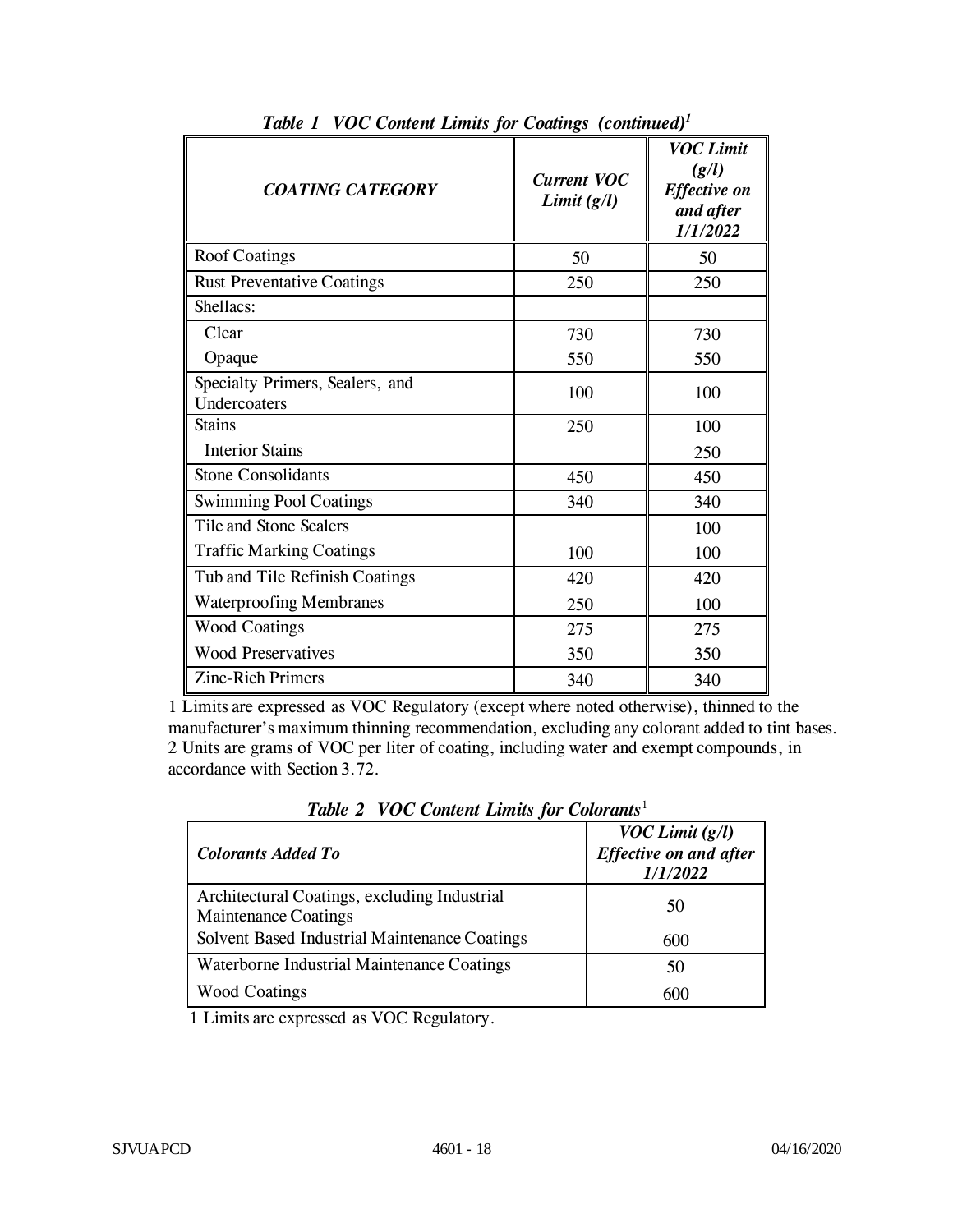***Table 1 VOC Content Limits for Coatings (continued)*** [1]

| ***COATING CATEGORY*** | ***Current VOC Limit (g/l)*** | ***VOC Limit (g/l) Effective on and after 1/1/2022*** |
|---|---|---|
| Roof Coatings | 50 | 50 |
| Rust Preventative Coatings | 250 | 250 |
| Shellacs: | | |
| Clear | 730 | 730 |
| Opaque | 550 | 550 |
| Specialty Primers, Sealers, and Undercoaters | 100 | 100 |
| Stains | 250 | 100 |
| Interior Stains | | 250 |
| Stone Consolidants | 450 | 450 |
| Swimming Pool Coatings | 340 | 340 |
| Tile and Stone Sealers | | 100 |
| Traffic Marking Coatings | 100 | 100 |
| Tub and Tile Refinish Coatings | 420 | 420 |
| Waterproofing Membranes | 250 | 100 |
| Wood Coatings | 275 | 275 |
| Wood Preservatives | 350 | 350 |
| Zinc-Rich Primers | 340 | 340 |

1 Limits are expressed as VOC Regulatory (except where noted otherwise), thinned to the manufacturer's maximum thinning recommendation, excluding any colorant added to tint bases.
2 Units are grams of VOC per liter of coating, including water and exempt compounds, in accordance with Section 3.72.

***Table 2 VOC Content Limits for Colorants*** [1]

| ***Colorants Added To*** | ***VOC Limit (g/l) Effective on and after 1/1/2022*** |
|---|---|
| Architectural Coatings, excluding Industrial Maintenance Coatings | 50 |
| Solvent Based Industrial Maintenance Coatings | 600 |
| Waterborne Industrial Maintenance Coatings | 50 |
| Wood Coatings | 600 |

1 Limits are expressed as VOC Regulatory.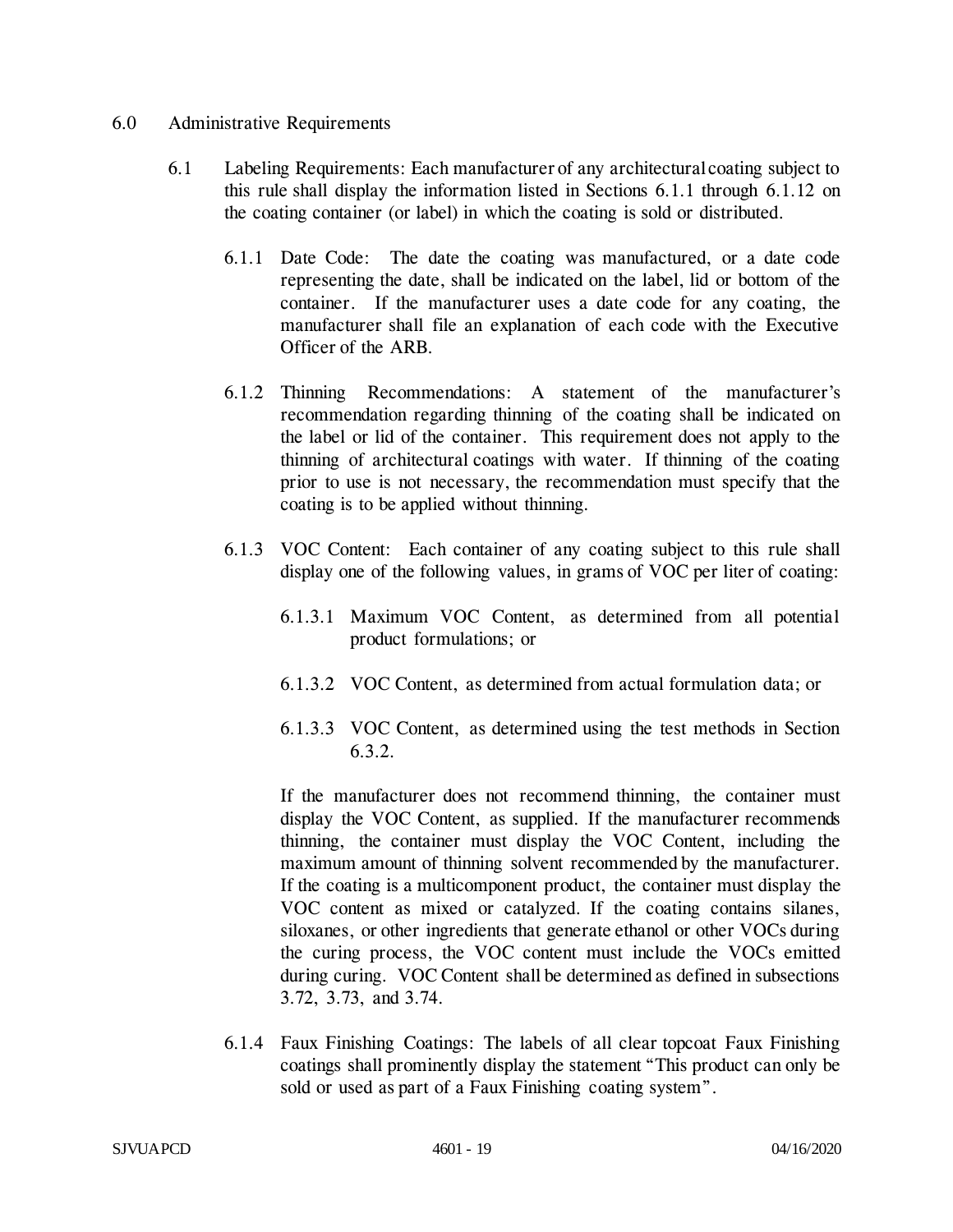## 6.0 Administrative Requirements

6.1 Labeling Requirements: Each manufacturer of any architectural coating subject to this rule shall display the information listed in Sections 6.1.1 through 6.1.12 on the coating container (or label) in which the coating is sold or distributed.

6.1.1 Date Code: The date the coating was manufactured, or a date code representing the date, shall be indicated on the label, lid or bottom of the container. If the manufacturer uses a date code for any coating, the manufacturer shall file an explanation of each code with the Executive Officer of the ARB.

6.1.2 Thinning Recommendations: A statement of the manufacturer's recommendation regarding thinning of the coating shall be indicated on the label or lid of the container. This requirement does not apply to the thinning of architectural coatings with water. If thinning of the coating prior to use is not necessary, the recommendation must specify that the coating is to be applied without thinning.

6.1.3 VOC Content: Each container of any coating subject to this rule shall display one of the following values, in grams of VOC per liter of coating:

6.1.3.1 Maximum VOC Content, as determined from all potential product formulations; or

6.1.3.2 VOC Content, as determined from actual formulation data; or

6.1.3.3 VOC Content, as determined using the test methods in Section 6.3.2.

If the manufacturer does not recommend thinning, the container must display the VOC Content, as supplied. If the manufacturer recommends thinning, the container must display the VOC Content, including the maximum amount of thinning solvent recommended by the manufacturer. If the coating is a multicomponent product, the container must display the VOC content as mixed or catalyzed. If the coating contains silanes, siloxanes, or other ingredients that generate ethanol or other VOCs during the curing process, the VOC content must include the VOCs emitted during curing. VOC Content shall be determined as defined in subsections 3.72, 3.73, and 3.74.

6.1.4 Faux Finishing Coatings: The labels of all clear topcoat Faux Finishing coatings shall prominently display the statement "This product can only be sold or used as part of a Faux Finishing coating system".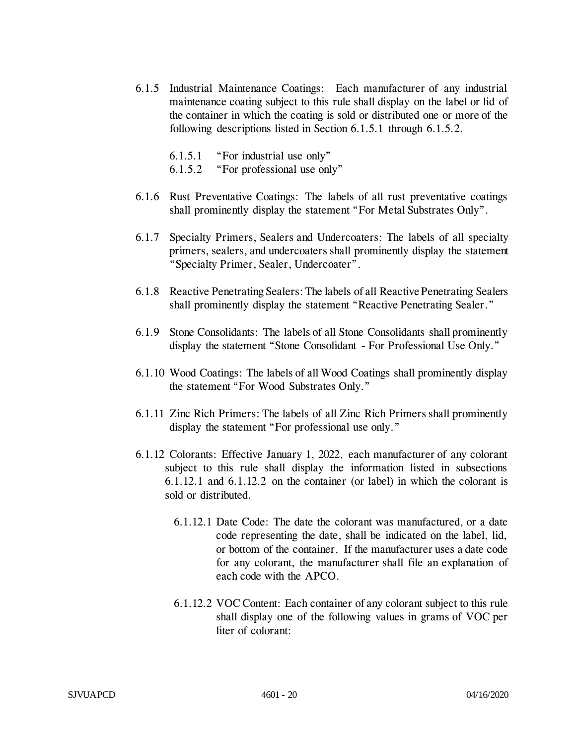6.1.5 Industrial Maintenance Coatings: Each manufacturer of any industrial maintenance coating subject to this rule shall display on the label or lid of the container in which the coating is sold or distributed one or more of the following descriptions listed in Section 6.1.5.1 through 6.1.5.2.

- 6.1.5.1 "For industrial use only"
- 6.1.5.2 "For professional use only"

6.1.6 Rust Preventative Coatings: The labels of all rust preventative coatings shall prominently display the statement "For Metal Substrates Only".

6.1.7 Specialty Primers, Sealers and Undercoaters: The labels of all specialty primers, sealers, and undercoaters shall prominently display the statement "Specialty Primer, Sealer, Undercoater".

6.1.8 Reactive Penetrating Sealers: The labels of all Reactive Penetrating Sealers shall prominently display the statement "Reactive Penetrating Sealer."

6.1.9 Stone Consolidants: The labels of all Stone Consolidants shall prominently display the statement "Stone Consolidant - For Professional Use Only."

6.1.10 Wood Coatings: The labels of all Wood Coatings shall prominently display the statement "For Wood Substrates Only."

6.1.11 Zinc Rich Primers: The labels of all Zinc Rich Primers shall prominently display the statement "For professional use only."

6.1.12 Colorants: Effective January 1, 2022, each manufacturer of any colorant subject to this rule shall display the information listed in subsections 6.1.12.1 and 6.1.12.2 on the container (or label) in which the colorant is sold or distributed.

6.1.12.1 Date Code: The date the colorant was manufactured, or a date code representing the date, shall be indicated on the label, lid, or bottom of the container. If the manufacturer uses a date code for any colorant, the manufacturer shall file an explanation of each code with the APCO.

6.1.12.2 VOC Content: Each container of any colorant subject to this rule shall display one of the following values in grams of VOC per liter of colorant: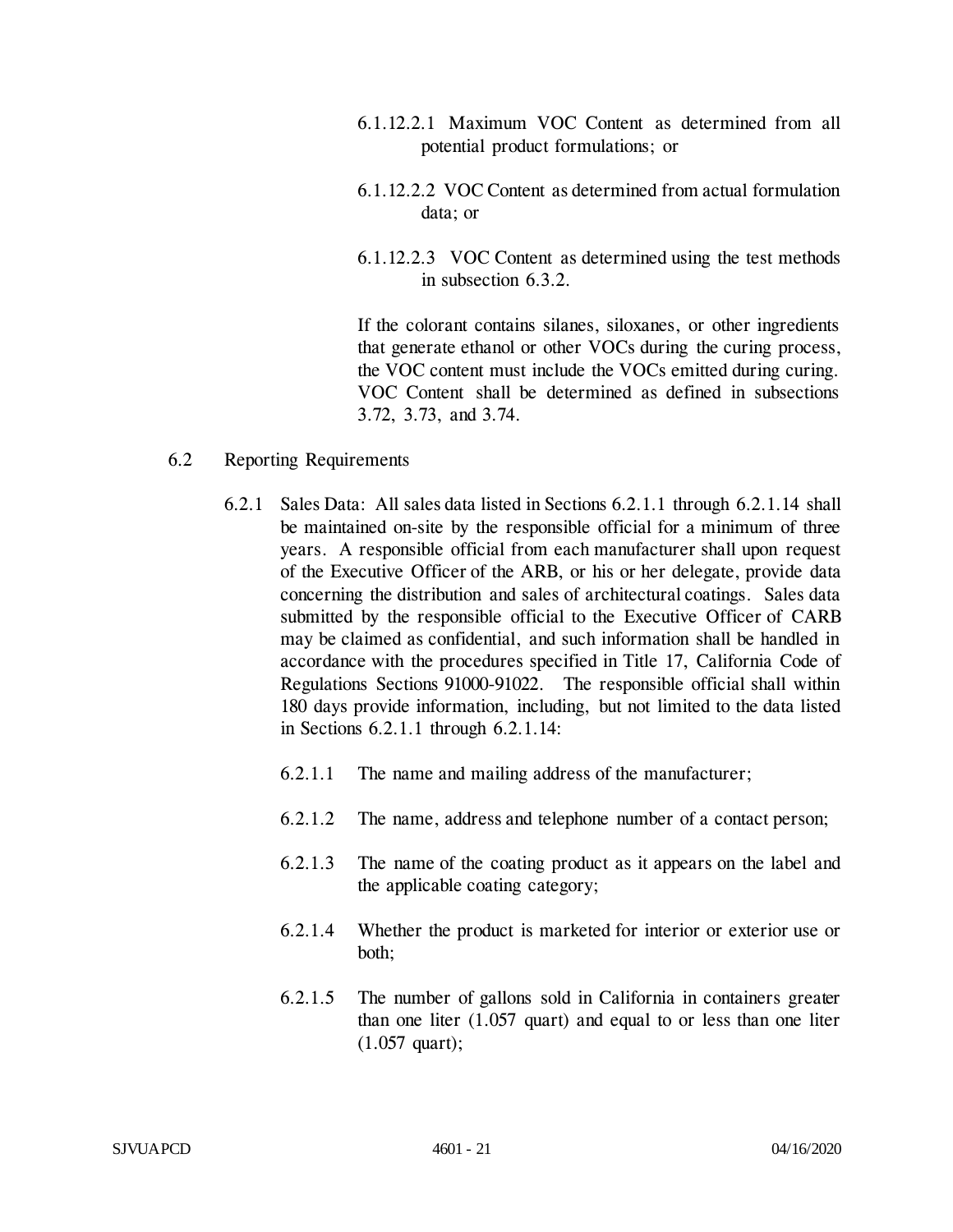6.1.12.2.1 Maximum VOC Content as determined from all potential product formulations; or

6.1.12.2.2 VOC Content as determined from actual formulation data; or

6.1.12.2.3 VOC Content as determined using the test methods in subsection 6.3.2.

If the colorant contains silanes, siloxanes, or other ingredients that generate ethanol or other VOCs during the curing process, the VOC content must include the VOCs emitted during curing. VOC Content shall be determined as defined in subsections 3.72, 3.73, and 3.74.

6.2 Reporting Requirements

6.2.1 Sales Data: All sales data listed in Sections 6.2.1.1 through 6.2.1.14 shall be maintained on-site by the responsible official for a minimum of three years. A responsible official from each manufacturer shall upon request of the Executive Officer of the ARB, or his or her delegate, provide data concerning the distribution and sales of architectural coatings. Sales data submitted by the responsible official to the Executive Officer of CARB may be claimed as confidential, and such information shall be handled in accordance with the procedures specified in Title 17, California Code of Regulations Sections 91000-91022. The responsible official shall within 180 days provide information, including, but not limited to the data listed in Sections 6.2.1.1 through 6.2.1.14:

6.2.1.1 The name and mailing address of the manufacturer;

6.2.1.2 The name, address and telephone number of a contact person;

6.2.1.3 The name of the coating product as it appears on the label and the applicable coating category;

6.2.1.4 Whether the product is marketed for interior or exterior use or both;

6.2.1.5 The number of gallons sold in California in containers greater than one liter (1.057 quart) and equal to or less than one liter (1.057 quart);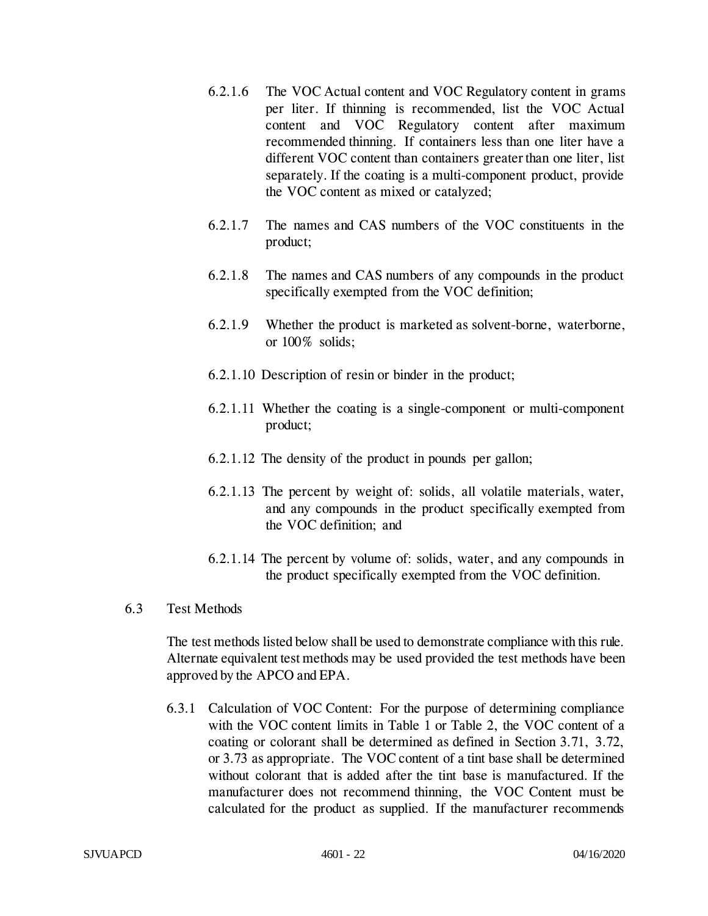6.2.1.6 The VOC Actual content and VOC Regulatory content in grams per liter. If thinning is recommended, list the VOC Actual content and VOC Regulatory content after maximum recommended thinning. If containers less than one liter have a different VOC content than containers greater than one liter, list separately. If the coating is a multi-component product, provide the VOC content as mixed or catalyzed;

6.2.1.7 The names and CAS numbers of the VOC constituents in the product;

6.2.1.8 The names and CAS numbers of any compounds in the product specifically exempted from the VOC definition;

6.2.1.9 Whether the product is marketed as solvent-borne, waterborne, or 100% solids;

6.2.1.10 Description of resin or binder in the product;

6.2.1.11 Whether the coating is a single-component or multi-component product;

6.2.1.12 The density of the product in pounds per gallon;

6.2.1.13 The percent by weight of: solids, all volatile materials, water, and any compounds in the product specifically exempted from the VOC definition; and

6.2.1.14 The percent by volume of: solids, water, and any compounds in the product specifically exempted from the VOC definition.

## 6.3 Test Methods

The test methods listed below shall be used to demonstrate compliance with this rule. Alternate equivalent test methods may be used provided the test methods have been approved by the APCO and EPA.

6.3.1 Calculation of VOC Content: For the purpose of determining compliance with the VOC content limits in Table 1 or Table 2, the VOC content of a coating or colorant shall be determined as defined in Section 3.71, 3.72, or 3.73 as appropriate. The VOC content of a tint base shall be determined without colorant that is added after the tint base is manufactured. If the manufacturer does not recommend thinning, the VOC Content must be calculated for the product as supplied. If the manufacturer recommends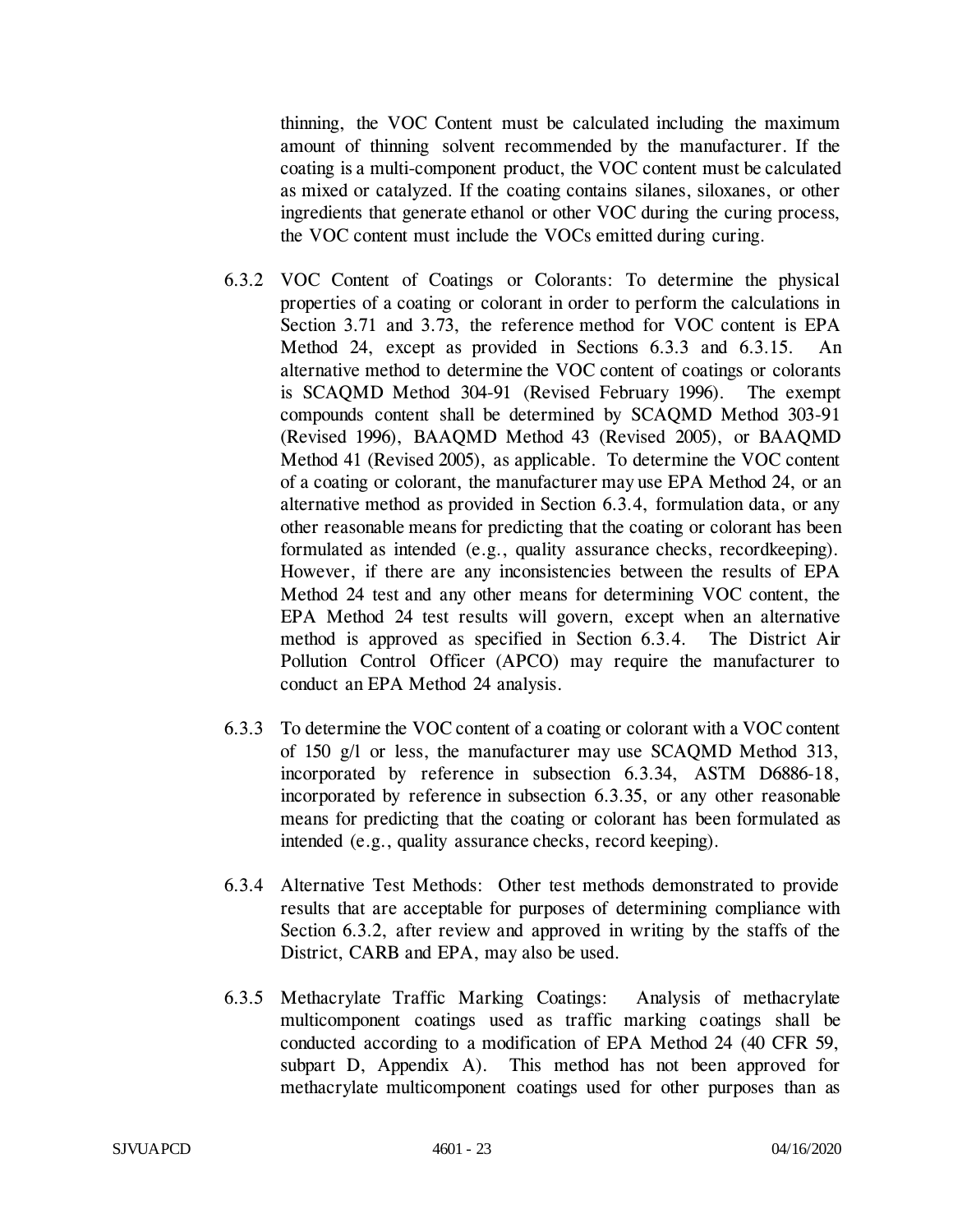thinning, the VOC Content must be calculated including the maximum amount of thinning solvent recommended by the manufacturer. If the coating is a multi-component product, the VOC content must be calculated as mixed or catalyzed. If the coating contains silanes, siloxanes, or other ingredients that generate ethanol or other VOC during the curing process, the VOC content must include the VOCs emitted during curing.

6.3.2 VOC Content of Coatings or Colorants: To determine the physical properties of a coating or colorant in order to perform the calculations in Section 3.71 and 3.73, the reference method for VOC content is EPA Method 24, except as provided in Sections 6.3.3 and 6.3.15. An alternative method to determine the VOC content of coatings or colorants is SCAQMD Method 304-91 (Revised February 1996). The exempt compounds content shall be determined by SCAQMD Method 303-91 (Revised 1996), BAAQMD Method 43 (Revised 2005), or BAAQMD Method 41 (Revised 2005), as applicable. To determine the VOC content of a coating or colorant, the manufacturer may use EPA Method 24, or an alternative method as provided in Section 6.3.4, formulation data, or any other reasonable means for predicting that the coating or colorant has been formulated as intended (e.g., quality assurance checks, recordkeeping). However, if there are any inconsistencies between the results of EPA Method 24 test and any other means for determining VOC content, the EPA Method 24 test results will govern, except when an alternative method is approved as specified in Section 6.3.4. The District Air Pollution Control Officer (APCO) may require the manufacturer to conduct an EPA Method 24 analysis.

6.3.3 To determine the VOC content of a coating or colorant with a VOC content of 150 g/l or less, the manufacturer may use SCAQMD Method 313, incorporated by reference in subsection 6.3.34, ASTM D6886-18, incorporated by reference in subsection 6.3.35, or any other reasonable means for predicting that the coating or colorant has been formulated as intended (e.g., quality assurance checks, record keeping).

6.3.4 Alternative Test Methods: Other test methods demonstrated to provide results that are acceptable for purposes of determining compliance with Section 6.3.2, after review and approved in writing by the staffs of the District, CARB and EPA, may also be used.

6.3.5 Methacrylate Traffic Marking Coatings: Analysis of methacrylate multicomponent coatings used as traffic marking coatings shall be conducted according to a modification of EPA Method 24 (40 CFR 59, subpart D, Appendix A). This method has not been approved for methacrylate multicomponent coatings used for other purposes than as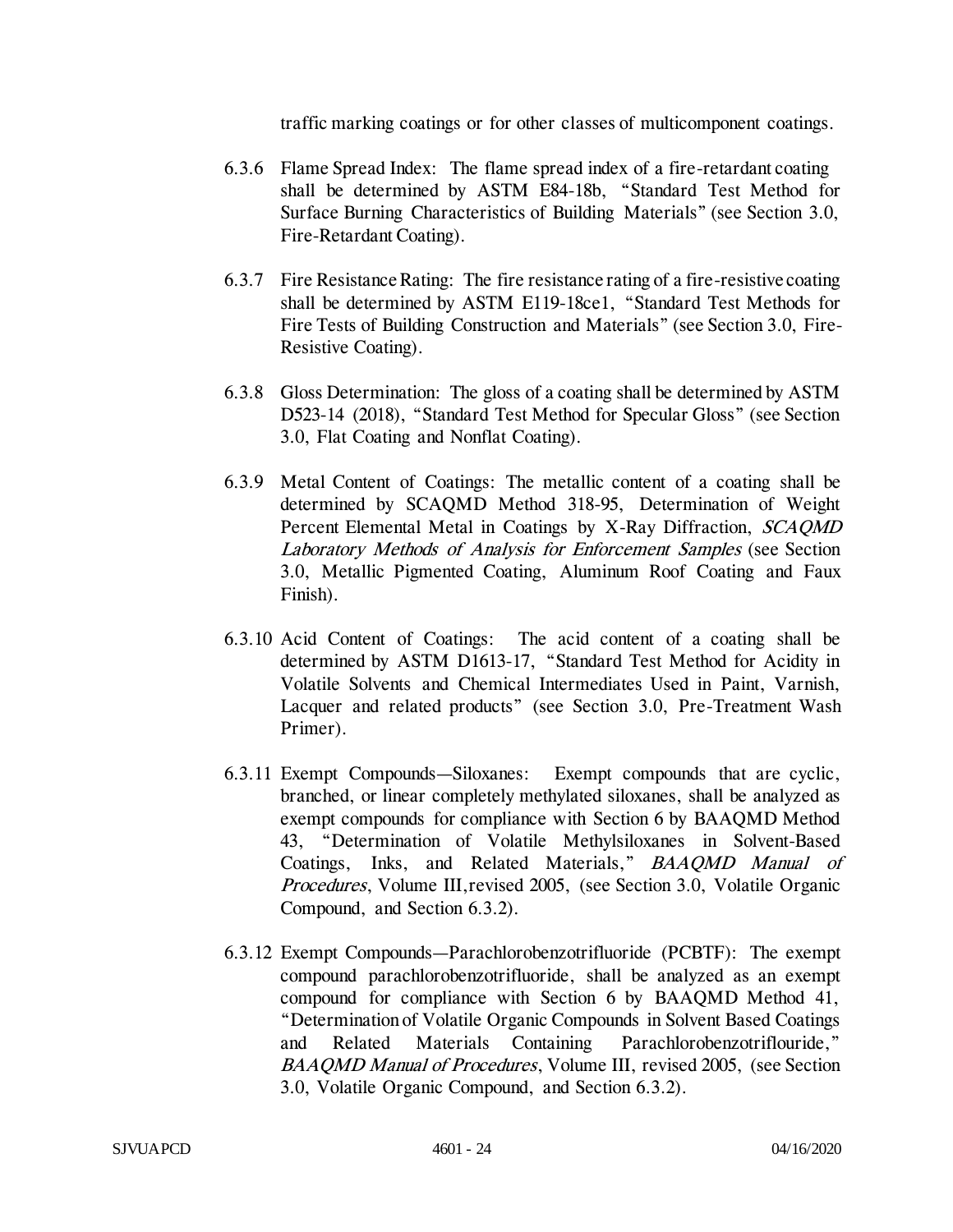traffic marking coatings or for other classes of multicomponent coatings.

6.3.6 Flame Spread Index: The flame spread index of a fire-retardant coating shall be determined by ASTM E84-18b, "Standard Test Method for Surface Burning Characteristics of Building Materials" (see Section 3.0, Fire-Retardant Coating).

6.3.7 Fire Resistance Rating: The fire resistance rating of a fire-resistive coating shall be determined by ASTM E119-18ce1, "Standard Test Methods for Fire Tests of Building Construction and Materials" (see Section 3.0, Fire-Resistive Coating).

6.3.8 Gloss Determination: The gloss of a coating shall be determined by ASTM D523-14 (2018), "Standard Test Method for Specular Gloss" (see Section 3.0, Flat Coating and Nonflat Coating).

6.3.9 Metal Content of Coatings: The metallic content of a coating shall be determined by SCAQMD Method 318-95, Determination of Weight Percent Elemental Metal in Coatings by X-Ray Diffraction, *SCAQMD Laboratory Methods of Analysis for Enforcement Samples* (see Section 3.0, Metallic Pigmented Coating, Aluminum Roof Coating and Faux Finish).

6.3.10 Acid Content of Coatings: The acid content of a coating shall be determined by ASTM D1613-17, "Standard Test Method for Acidity in Volatile Solvents and Chemical Intermediates Used in Paint, Varnish, Lacquer and related products" (see Section 3.0, Pre-Treatment Wash Primer).

6.3.11 Exempt Compounds—Siloxanes: Exempt compounds that are cyclic, branched, or linear completely methylated siloxanes, shall be analyzed as exempt compounds for compliance with Section 6 by BAAQMD Method 43, "Determination of Volatile Methylsiloxanes in Solvent-Based Coatings, Inks, and Related Materials," *BAAQMD Manual of Procedures*, Volume III, revised 2005, (see Section 3.0, Volatile Organic Compound, and Section 6.3.2).

6.3.12 Exempt Compounds—Parachlorobenzotrifluoride (PCBTF): The exempt compound parachlorobenzotrifluoride, shall be analyzed as an exempt compound for compliance with Section 6 by BAAQMD Method 41, "Determination of Volatile Organic Compounds in Solvent Based Coatings and Related Materials Containing Parachlorobenzotriflouride," *BAAQMD Manual of Procedures*, Volume III, revised 2005, (see Section 3.0, Volatile Organic Compound, and Section 6.3.2).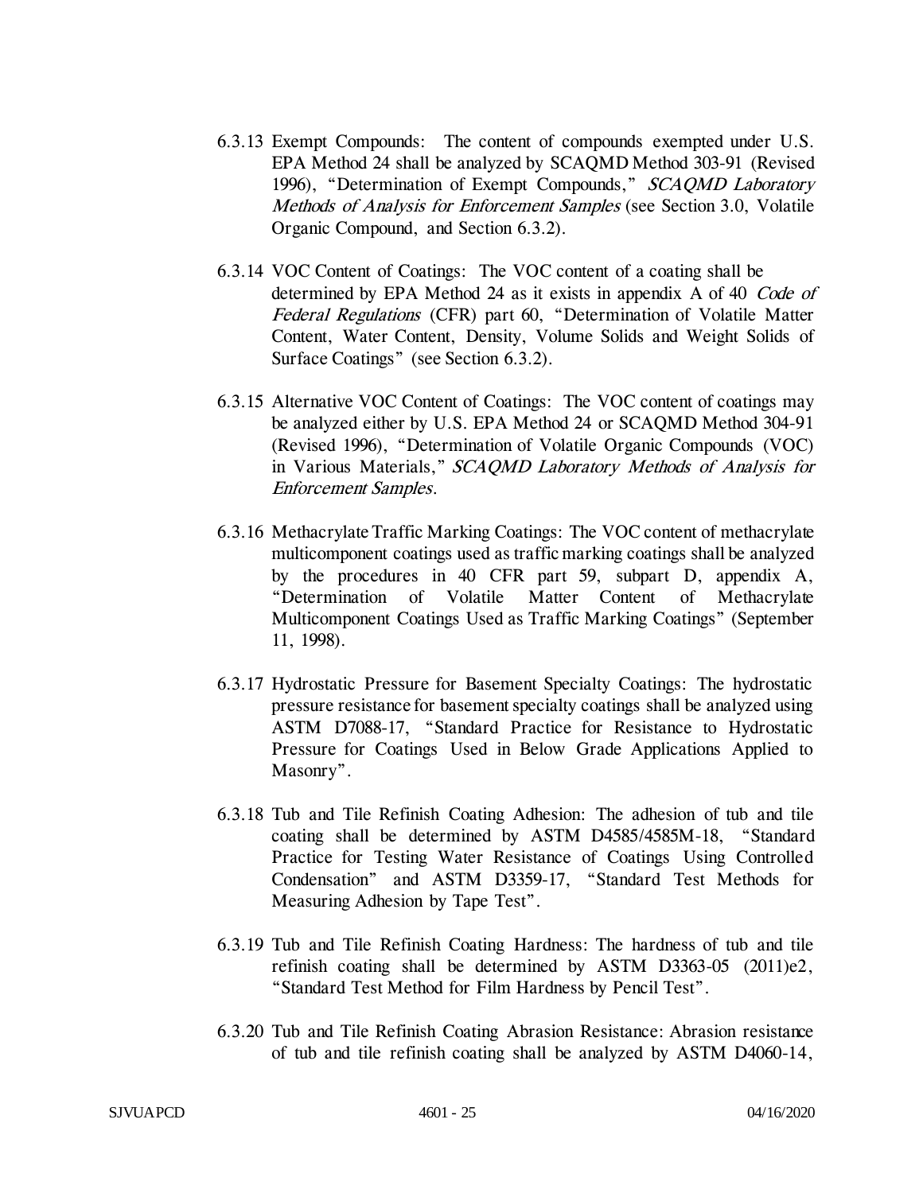6.3.13 Exempt Compounds: The content of compounds exempted under U.S. EPA Method 24 shall be analyzed by SCAQMD Method 303-91 (Revised 1996), "Determination of Exempt Compounds," *SCAQMD Laboratory Methods of Analysis for Enforcement Samples* (see Section 3.0, Volatile Organic Compound, and Section 6.3.2).

6.3.14 VOC Content of Coatings: The VOC content of a coating shall be determined by EPA Method 24 as it exists in appendix A of 40 *Code of Federal Regulations* (CFR) part 60, "Determination of Volatile Matter Content, Water Content, Density, Volume Solids and Weight Solids of Surface Coatings" (see Section 6.3.2).

6.3.15 Alternative VOC Content of Coatings: The VOC content of coatings may be analyzed either by U.S. EPA Method 24 or SCAQMD Method 304-91 (Revised 1996), "Determination of Volatile Organic Compounds (VOC) in Various Materials," *SCAQMD Laboratory Methods of Analysis for Enforcement Samples*.

6.3.16 Methacrylate Traffic Marking Coatings: The VOC content of methacrylate multicomponent coatings used as traffic marking coatings shall be analyzed by the procedures in 40 CFR part 59, subpart D, appendix A, "Determination of Volatile Matter Content of Methacrylate Multicomponent Coatings Used as Traffic Marking Coatings" (September 11, 1998).

6.3.17 Hydrostatic Pressure for Basement Specialty Coatings: The hydrostatic pressure resistance for basement specialty coatings shall be analyzed using ASTM D7088-17, "Standard Practice for Resistance to Hydrostatic Pressure for Coatings Used in Below Grade Applications Applied to Masonry".

6.3.18 Tub and Tile Refinish Coating Adhesion: The adhesion of tub and tile coating shall be determined by ASTM D4585/4585M-18, "Standard Practice for Testing Water Resistance of Coatings Using Controlled Condensation" and ASTM D3359-17, "Standard Test Methods for Measuring Adhesion by Tape Test".

6.3.19 Tub and Tile Refinish Coating Hardness: The hardness of tub and tile refinish coating shall be determined by ASTM D3363-05 (2011)e2, "Standard Test Method for Film Hardness by Pencil Test".

6.3.20 Tub and Tile Refinish Coating Abrasion Resistance: Abrasion resistance of tub and tile refinish coating shall be analyzed by ASTM D4060-14,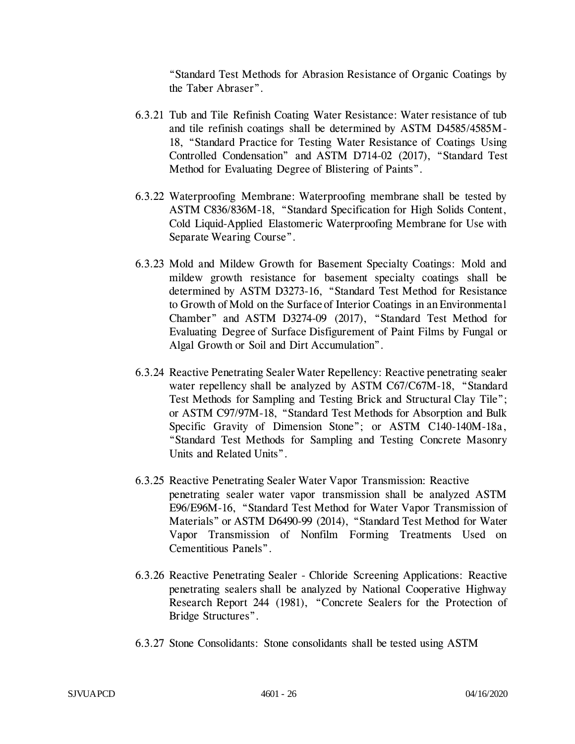"Standard Test Methods for Abrasion Resistance of Organic Coatings by the Taber Abraser".

6.3.21 Tub and Tile Refinish Coating Water Resistance: Water resistance of tub and tile refinish coatings shall be determined by ASTM D4585/4585M-18, "Standard Practice for Testing Water Resistance of Coatings Using Controlled Condensation" and ASTM D714-02 (2017), "Standard Test Method for Evaluating Degree of Blistering of Paints".

6.3.22 Waterproofing Membrane: Waterproofing membrane shall be tested by ASTM C836/836M-18, "Standard Specification for High Solids Content, Cold Liquid-Applied Elastomeric Waterproofing Membrane for Use with Separate Wearing Course".

6.3.23 Mold and Mildew Growth for Basement Specialty Coatings: Mold and mildew growth resistance for basement specialty coatings shall be determined by ASTM D3273-16, "Standard Test Method for Resistance to Growth of Mold on the Surface of Interior Coatings in an Environmental Chamber" and ASTM D3274-09 (2017), "Standard Test Method for Evaluating Degree of Surface Disfigurement of Paint Films by Fungal or Algal Growth or Soil and Dirt Accumulation".

6.3.24 Reactive Penetrating Sealer Water Repellency: Reactive penetrating sealer water repellency shall be analyzed by ASTM C67/C67M-18, "Standard Test Methods for Sampling and Testing Brick and Structural Clay Tile"; or ASTM C97/97M-18, "Standard Test Methods for Absorption and Bulk Specific Gravity of Dimension Stone"; or ASTM C140-140M-18a, "Standard Test Methods for Sampling and Testing Concrete Masonry Units and Related Units".

6.3.25 Reactive Penetrating Sealer Water Vapor Transmission: Reactive penetrating sealer water vapor transmission shall be analyzed ASTM E96/E96M-16, "Standard Test Method for Water Vapor Transmission of Materials" or ASTM D6490-99 (2014), "Standard Test Method for Water Vapor Transmission of Nonfilm Forming Treatments Used on Cementitious Panels".

6.3.26 Reactive Penetrating Sealer - Chloride Screening Applications: Reactive penetrating sealers shall be analyzed by National Cooperative Highway Research Report 244 (1981), "Concrete Sealers for the Protection of Bridge Structures".

6.3.27 Stone Consolidants: Stone consolidants shall be tested using ASTM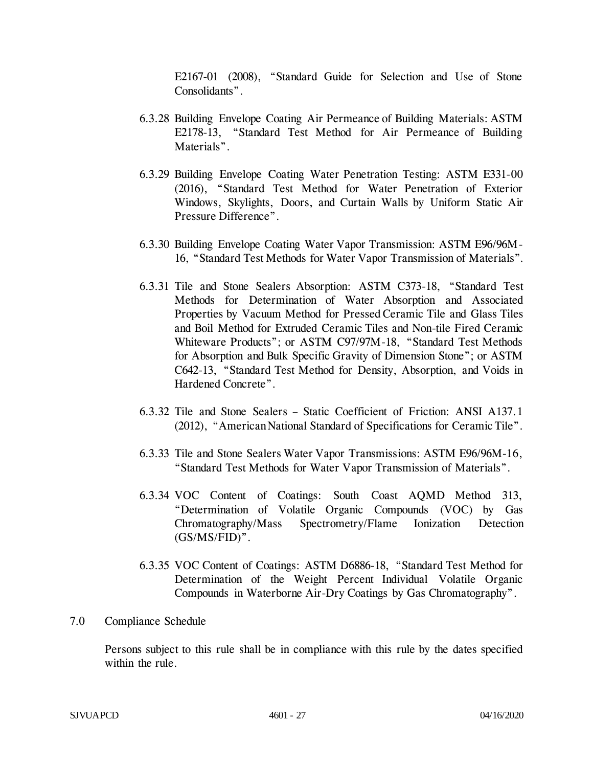E2167-01 (2008), "Standard Guide for Selection and Use of Stone Consolidants".

6.3.28 Building Envelope Coating Air Permeance of Building Materials: ASTM E2178-13, "Standard Test Method for Air Permeance of Building Materials".

6.3.29 Building Envelope Coating Water Penetration Testing: ASTM E331-00 (2016), "Standard Test Method for Water Penetration of Exterior Windows, Skylights, Doors, and Curtain Walls by Uniform Static Air Pressure Difference".

6.3.30 Building Envelope Coating Water Vapor Transmission: ASTM E96/96M-16, "Standard Test Methods for Water Vapor Transmission of Materials".

6.3.31 Tile and Stone Sealers Absorption: ASTM C373-18, "Standard Test Methods for Determination of Water Absorption and Associated Properties by Vacuum Method for Pressed Ceramic Tile and Glass Tiles and Boil Method for Extruded Ceramic Tiles and Non-tile Fired Ceramic Whiteware Products"; or ASTM C97/97M-18, "Standard Test Methods for Absorption and Bulk Specific Gravity of Dimension Stone"; or ASTM C642-13, "Standard Test Method for Density, Absorption, and Voids in Hardened Concrete".

6.3.32 Tile and Stone Sealers – Static Coefficient of Friction: ANSI A137.1 (2012), "American National Standard of Specifications for Ceramic Tile".

6.3.33 Tile and Stone Sealers Water Vapor Transmissions: ASTM E96/96M-16, "Standard Test Methods for Water Vapor Transmission of Materials".

6.3.34 VOC Content of Coatings: South Coast AQMD Method 313, "Determination of Volatile Organic Compounds (VOC) by Gas Chromatography/Mass Spectrometry/Flame Ionization Detection (GS/MS/FID)".

6.3.35 VOC Content of Coatings: ASTM D6886-18, "Standard Test Method for Determination of the Weight Percent Individual Volatile Organic Compounds in Waterborne Air-Dry Coatings by Gas Chromatography".

## 7.0 Compliance Schedule

Persons subject to this rule shall be in compliance with this rule by the dates specified within the rule.